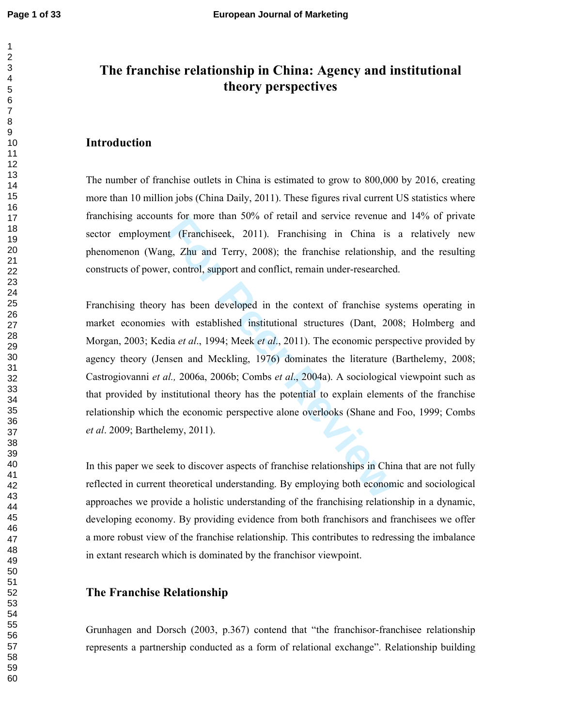# The franchise relationship in China: Agency and institutional theory perspectives

## Introduction

The number of franchise outlets in China is estimated to grow to 800,000 by 2016, creating more than 10 million jobs (China Daily, 2011). These figures rival current US statistics where franchising accounts for more than 50% of retail and service revenue and 14% of private sector employment (Franchiseek, 2011). Franchising in China is a relatively new phenomenon (Wang, Zhu and Terry, 2008); the franchise relationship, and the resulting constructs of power, control, support and conflict, remain under-researched.

Franchising theory has been developed in the context of franchise systems operating in market economies with established institutional structures (Dant, 2008; Holmberg and Morgan, 2003; Kedia *et al*., 1994; Meek *et al*., 2011). The economic perspective provided by agency theory (Jensen and Meckling, 1976) dominates the literature (Barthelemy, 2008; Castrogiovanni *et al.,* 2006a, 2006b; Combs *et al*., 2004a). A sociological viewpoint such as that provided by institutional theory has the potential to explain elements of the franchise relationship which the economic perspective alone overlooks (Shane and Foo, 1999; Combs *et al*. 2009; Barthelemy, 2011).

In this paper we seek to discover aspects of franchise relationships in China that are not fully reflected in current theoretical understanding. By employing both economic and sociological approaches we provide a holistic understanding of the franchising relationship in a dynamic, developing economy. By providing evidence from both franchisors and franchisees we offer a more robust view of the franchise relationship. This contributes to redressing the imbalance in extant research which is dominated by the franchisor viewpoint.

## The Franchise Relationship

Grunhagen and Dorsch (2003, p.367) contend that "the franchisor-franchisee relationship represents a partnership conducted as a form of relational exchange". Relationship building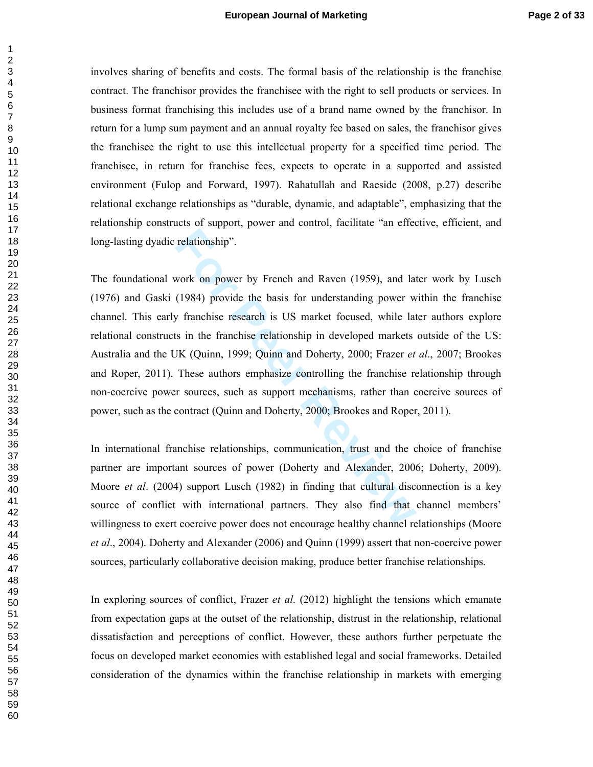involves sharing of benefits and costs. The formal basis of the relationship is the franchise contract. The franchisor provides the franchisee with the right to sell products or services. In business format franchising this includes use of a brand name owned by the franchisor. In return for a lump sum payment and an annual royalty fee based on sales, the franchisor gives the franchisee the right to use this intellectual property for a specified time period. The franchisee, in return for franchise fees, expects to operate in a supported and assisted environment (Fulop and Forward, 1997). Rahatullah and Raeside (2008, p.27) describe relational exchange relationships as "durable, dynamic, and adaptable", emphasizing that the relationship constructs of support, power and control, facilitate "an effective, efficient, and long-lasting dyadic relationship".

The foundational work on power by French and Raven (1959), and later work by Lusch (1976) and Gaski (1984) provide the basis for understanding power within the franchise channel. This early franchise research is US market focused, while later authors explore relational constructs in the franchise relationship in developed markets outside of the US: Australia and the UK (Quinn, 1999; Quinn and Doherty, 2000; Frazer *et al*., 2007; Brookes and Roper, 2011). These authors emphasize controlling the franchise relationship through non-coercive power sources, such as support mechanisms, rather than coercive sources of power, such as the contract (Quinn and Doherty, 2000; Brookes and Roper, 2011).

In international franchise relationships, communication, trust and the choice of franchise partner are important sources of power (Doherty and Alexander, 2006; Doherty, 2009). Moore *et al*. (2004) support Lusch (1982) in finding that cultural disconnection is a key source of conflict with international partners. They also find that channel members' willingness to exert coercive power does not encourage healthy channel relationships (Moore *et al*., 2004). Doherty and Alexander (2006) and Quinn (1999) assert that non-coercive power sources, particularly collaborative decision making, produce better franchise relationships.

In exploring sources of conflict, Frazer *et al.* (2012) highlight the tensions which emanate from expectation gaps at the outset of the relationship, distrust in the relationship, relational dissatisfaction and perceptions of conflict. However, these authors further perpetuate the focus on developed market economies with established legal and social frameworks. Detailed consideration of the dynamics within the franchise relationship in markets with emerging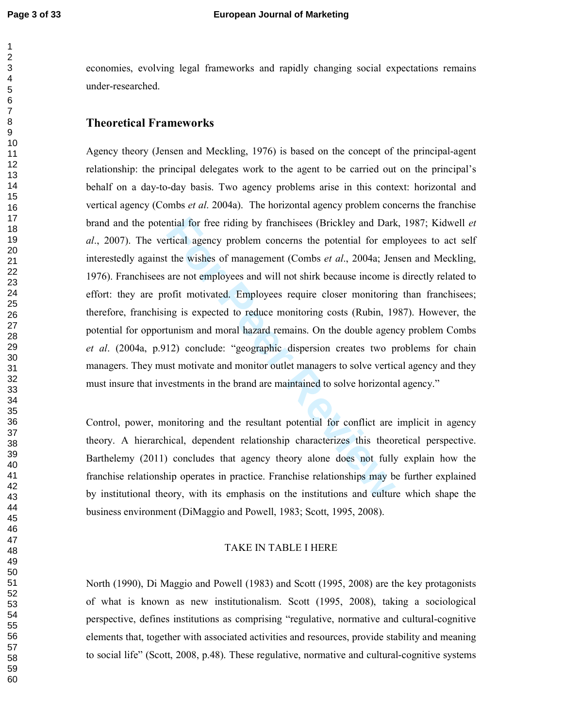economies, evolving legal frameworks and rapidly changing social expectations remains under-researched.

## Theoretical Frameworks

Agency theory (Jensen and Meckling, 1976) is based on the concept of the principal-agent relationship: the principal delegates work to the agent to be carried out on the principal's behalf on a day-to-day basis. Two agency problems arise in this context: horizontal and vertical agency (Combs *et al*. 2004a). The horizontal agency problem concerns the franchise brand and the potential for free riding by franchisees (Brickley and Dark, 1987; Kidwell *et al*., 2007). The vertical agency problem concerns the potential for employees to act self interestedly against the wishes of management (Combs *et al*., 2004a; Jensen and Meckling, 1976). Franchisees are not employees and will not shirk because income is directly related to effort: they are profit motivated. Employees require closer monitoring than franchisees; therefore, franchising is expected to reduce monitoring costs (Rubin, 1987). However, the potential for opportunism and moral hazard remains. On the double agency problem Combs *et al*. (2004a, p.912) conclude: "geographic dispersion creates two problems for chain managers. They must motivate and monitor outlet managers to solve vertical agency and they must insure that investments in the brand are maintained to solve horizontal agency."

Control, power, monitoring and the resultant potential for conflict are implicit in agency theory. A hierarchical, dependent relationship characterizes this theoretical perspective. Barthelemy (2011) concludes that agency theory alone does not fully explain how the franchise relationship operates in practice. Franchise relationships may be further explained by institutional theory, with its emphasis on the institutions and culture which shape the business environment (DiMaggio and Powell, 1983; Scott, 1995, 2008).

TAKE IN TABLE I HERE

North (1990), Di Maggio and Powell (1983) and Scott (1995, 2008) are the key protagonists of what is known as new institutionalism. Scott (1995, 2008), taking a sociological perspective, defines institutions as comprising "regulative, normative and cultural-cognitive elements that, together with associated activities and resources, provide stability and meaning to social life" (Scott, 2008, p.48). These regulative, normative and cultural-cognitive systems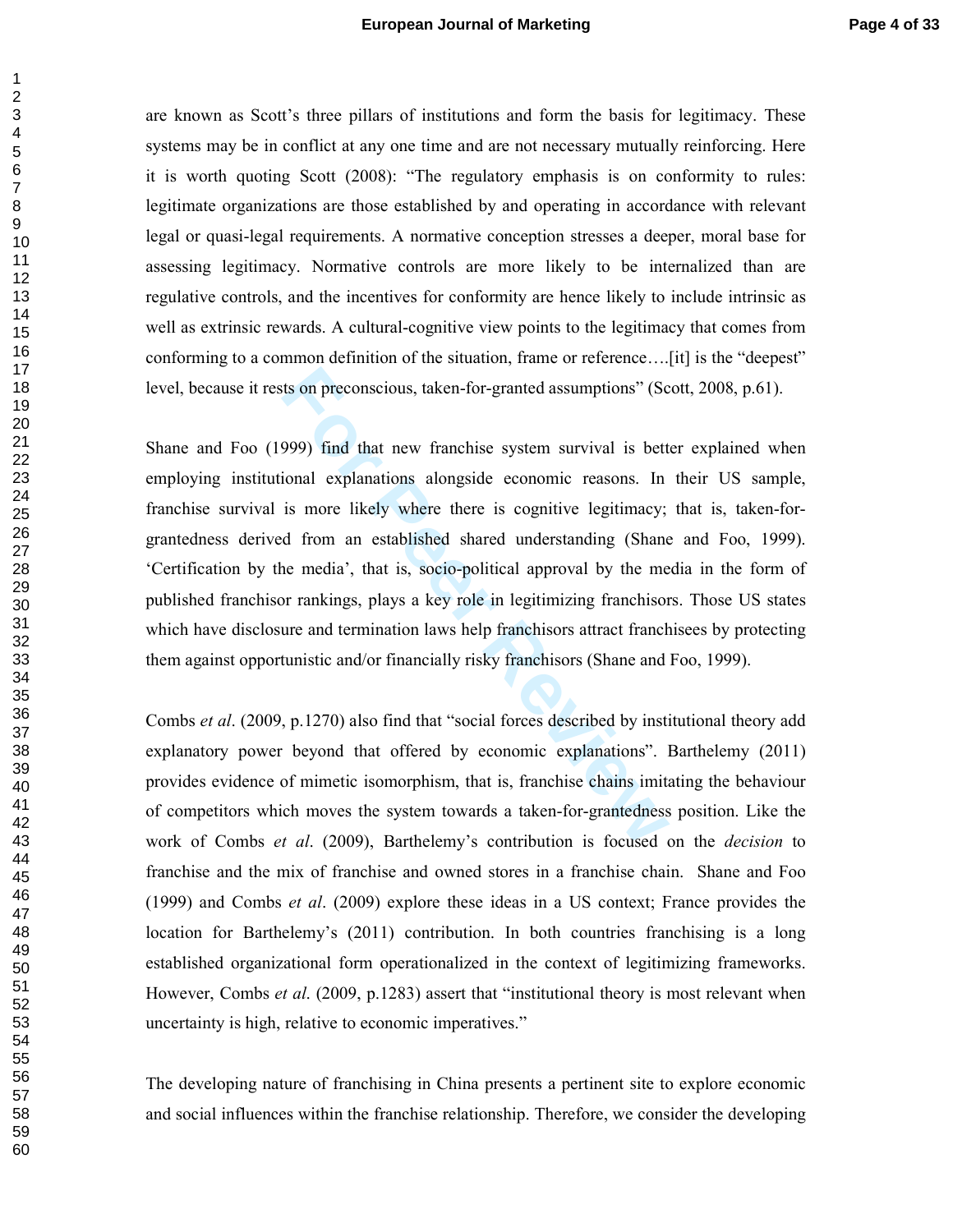are known as Scott's three pillars of institutions and form the basis for legitimacy. These systems may be in conflict at any one time and are not necessary mutually reinforcing. Here it is worth quoting Scott (2008): "The regulatory emphasis is on conformity to rules: legitimate organizations are those established by and operating in accordance with relevant legal or quasi-legal requirements. A normative conception stresses a deeper, moral base for assessing legitimacy. Normative controls are more likely to be internalized than are regulative controls, and the incentives for conformity are hence likely to include intrinsic as well as extrinsic rewards. A cultural-cognitive view points to the legitimacy that comes from conforming to a common definition of the situation, frame or reference….[it] is the "deepest" level, because it rests on preconscious, taken-for-granted assumptions" (Scott, 2008, p.61).

Shane and Foo (1999) find that new franchise system survival is better explained when employing institutional explanations alongside economic reasons. In their US sample, franchise survival is more likely where there is cognitive legitimacy; that is, taken-for-grantedness derived from an established shared understanding (Shane and Foo, 1999). 'Certification by the media', that is, socio-political approval by the media in the form of published franchisor rankings, plays a key role in legitimizing franchisors. Those US states which have disclosure and termination laws help franchisors attract franchisees by protecting them against opportunistic and/or financially risky franchisors (Shane and Foo, 1999).

Combs *et al*. (2009, p.1270) also find that "social forces described by institutional theory add explanatory power beyond that offered by economic explanations". Barthelemy (2011) provides evidence of mimetic isomorphism, that is, franchise chains imitating the behaviour of competitors which moves the system towards a taken-for-grantedness position. Like the work of Combs *et al*. (2009), Barthelemy's contribution is focused on the *decision* to franchise and the mix of franchise and owned stores in a franchise chain. Shane and Foo (1999) and Combs *et al*. (2009) explore these ideas in a US context; France provides the location for Barthelemy's (2011) contribution. In both countries franchising is a long established organizational form operationalized in the context of legitimizing frameworks. However, Combs *et al*. (2009, p.1283) assert that "institutional theory is most relevant when uncertainty is high, relative to economic imperatives."

The developing nature of franchising in China presents a pertinent site to explore economic and social influences within the franchise relationship. Therefore, we consider the developing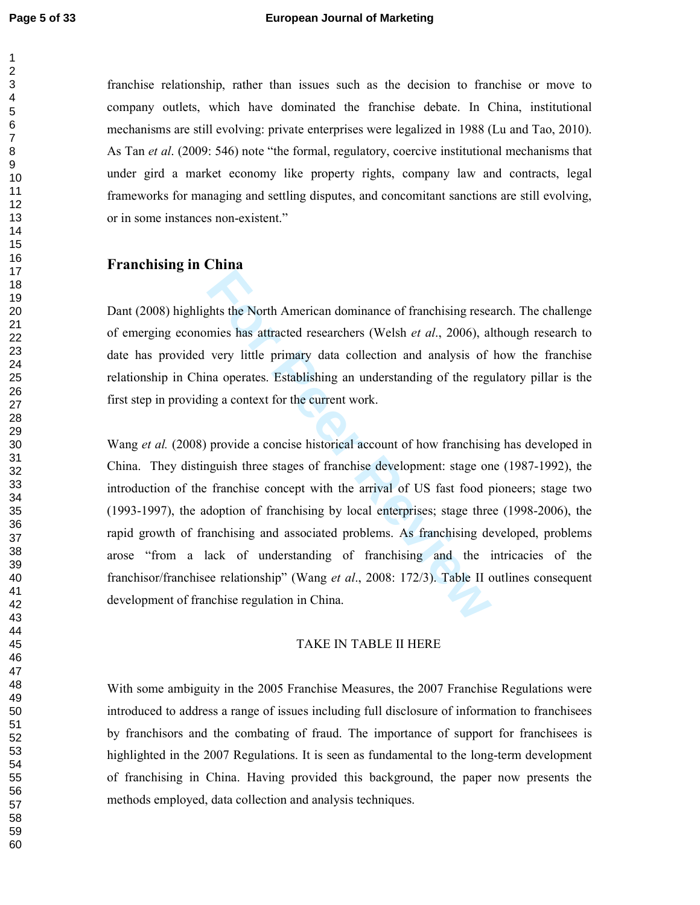franchise relationship, rather than issues such as the decision to franchise or move to company outlets, which have dominated the franchise debate. In China, institutional mechanisms are still evolving: private enterprises were legalized in 1988 (Lu and Tao, 2010). As Tan *et al*. (2009: 546) note "the formal, regulatory, coercive institutional mechanisms that under gird a market economy like property rights, company law and contracts, legal frameworks for managing and settling disputes, and concomitant sanctions are still evolving, or in some instances non-existent."

## Franchising in China

Dant (2008) highlights the North American dominance of franchising research. The challenge of emerging economies has attracted researchers (Welsh *et al*., 2006), although research to date has provided very little primary data collection and analysis of how the franchise relationship in China operates. Establishing an understanding of the regulatory pillar is the first step in providing a context for the current work.

Wang *et al.* (2008) provide a concise historical account of how franchising has developed in China. They distinguish three stages of franchise development: stage one (1987-1992), the introduction of the franchise concept with the arrival of US fast food pioneers; stage two (1993-1997), the adoption of franchising by local enterprises; stage three (1998-2006), the rapid growth of franchising and associated problems. As franchising developed, problems arose "from a lack of understanding of franchising and the intricacies of the franchisor/franchisee relationship" (Wang *et al*., 2008: 172/3). Table II outlines consequent development of franchise regulation in China.

TAKE IN TABLE II HERE

With some ambiguity in the 2005 Franchise Measures, the 2007 Franchise Regulations were introduced to address a range of issues including full disclosure of information to franchisees by franchisors and the combating of fraud. The importance of support for franchisees is highlighted in the 2007 Regulations. It is seen as fundamental to the long-term development of franchising in China. Having provided this background, the paper now presents the methods employed, data collection and analysis techniques.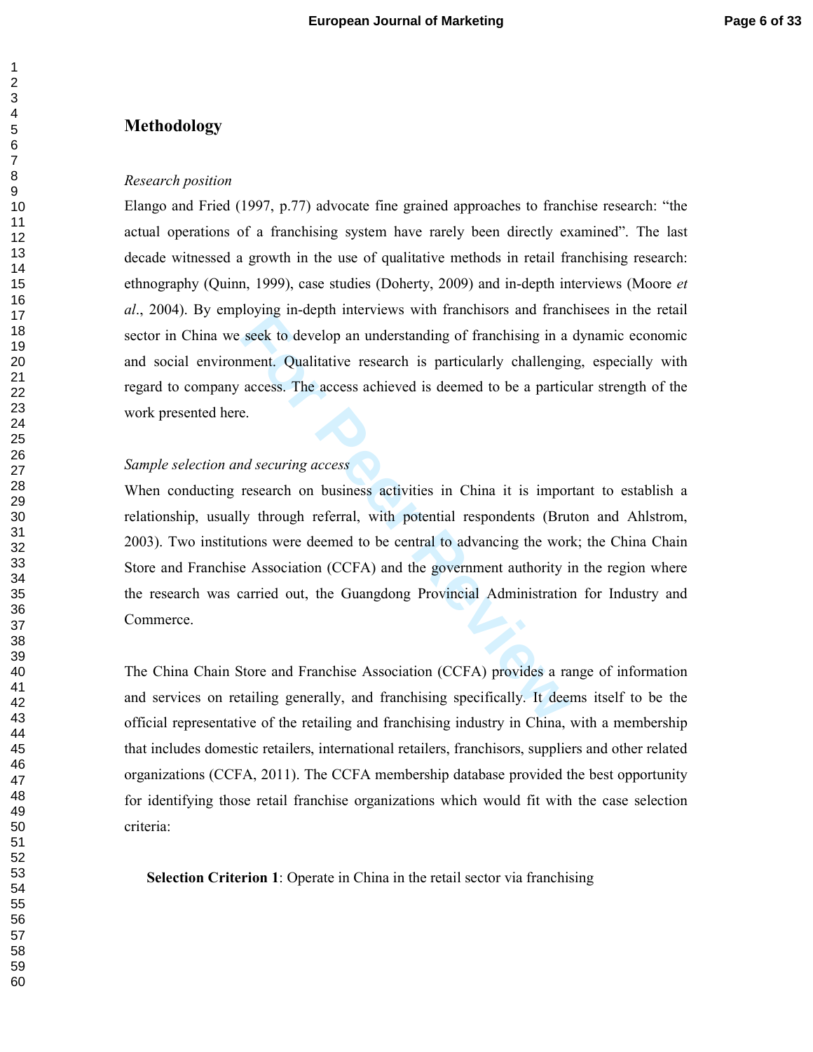## Methodology

*Research position*

Elango and Fried (1997, p.77) advocate fine grained approaches to franchise research: "the actual operations of a franchising system have rarely been directly examined". The last decade witnessed a growth in the use of qualitative methods in retail franchising research: ethnography (Quinn, 1999), case studies (Doherty, 2009) and in-depth interviews (Moore *et al*., 2004). By employing in-depth interviews with franchisors and franchisees in the retail sector in China we seek to develop an understanding of franchising in a dynamic economic and social environment. Qualitative research is particularly challenging, especially with regard to company access. The access achieved is deemed to be a particular strength of the work presented here.

*Sample selection and securing access*

When conducting research on business activities in China it is important to establish a relationship, usually through referral, with potential respondents (Bruton and Ahlstrom, 2003). Two institutions were deemed to be central to advancing the work; the China Chain Store and Franchise Association (CCFA) and the government authority in the region where the research was carried out, the Guangdong Provincial Administration for Industry and Commerce.

The China Chain Store and Franchise Association (CCFA) provides a range of information and services on retailing generally, and franchising specifically. It deems itself to be the official representative of the retailing and franchising industry in China, with a membership that includes domestic retailers, international retailers, franchisors, suppliers and other related organizations (CCFA, 2011). The CCFA membership database provided the best opportunity for identifying those retail franchise organizations which would fit with the case selection criteria:

**Selection Criterion 1**: Operate in China in the retail sector via franchising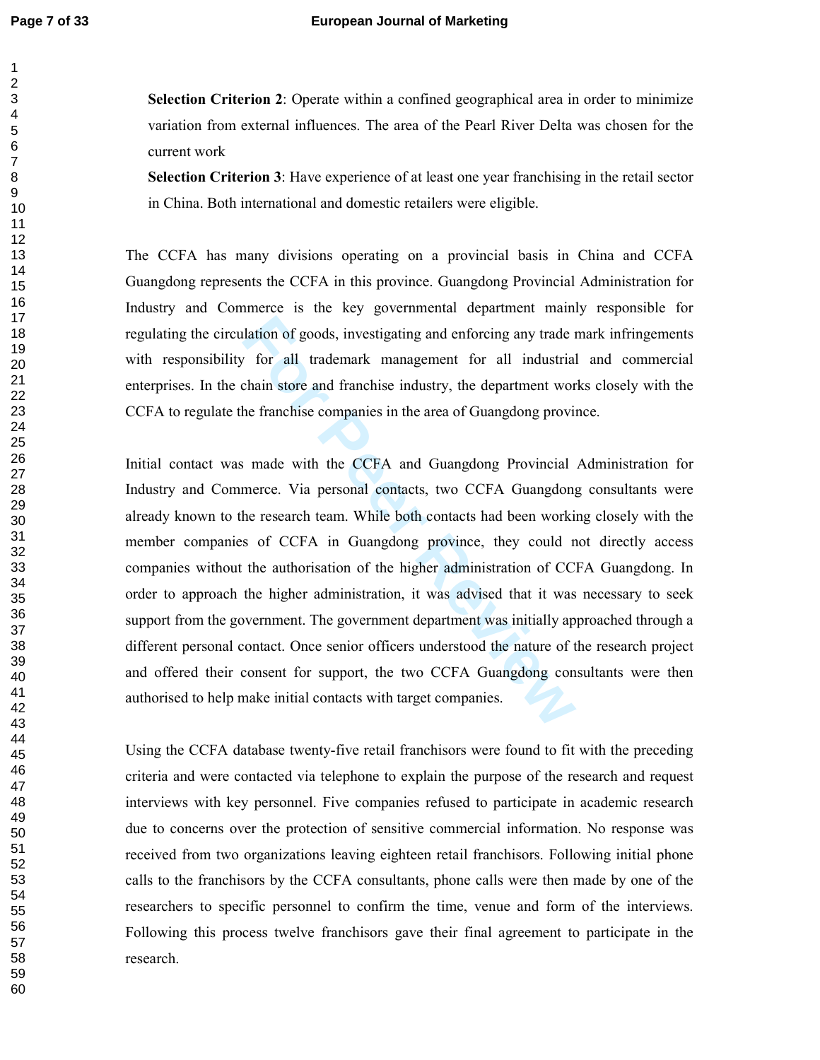**Selection Criterion 2**: Operate within a confined geographical area in order to minimize variation from external influences. The area of the Pearl River Delta was chosen for the current work

**Selection Criterion 3**: Have experience of at least one year franchising in the retail sector in China. Both international and domestic retailers were eligible.

The CCFA has many divisions operating on a provincial basis in China and CCFA Guangdong represents the CCFA in this province. Guangdong Provincial Administration for Industry and Commerce is the key governmental department mainly responsible for regulating the circulation of goods, investigating and enforcing any trade mark infringements with responsibility for all trademark management for all industrial and commercial enterprises. In the chain store and franchise industry, the department works closely with the CCFA to regulate the franchise companies in the area of Guangdong province.

Initial contact was made with the CCFA and Guangdong Provincial Administration for Industry and Commerce. Via personal contacts, two CCFA Guangdong consultants were already known to the research team. While both contacts had been working closely with the member companies of CCFA in Guangdong province, they could not directly access companies without the authorisation of the higher administration of CCFA Guangdong. In order to approach the higher administration, it was advised that it was necessary to seek support from the government. The government department was initially approached through a different personal contact. Once senior officers understood the nature of the research project and offered their consent for support, the two CCFA Guangdong consultants were then authorised to help make initial contacts with target companies.

Using the CCFA database twenty-five retail franchisors were found to fit with the preceding criteria and were contacted via telephone to explain the purpose of the research and request interviews with key personnel. Five companies refused to participate in academic research due to concerns over the protection of sensitive commercial information. No response was received from two organizations leaving eighteen retail franchisors. Following initial phone calls to the franchisors by the CCFA consultants, phone calls were then made by one of the researchers to specific personnel to confirm the time, venue and form of the interviews. Following this process twelve franchisors gave their final agreement to participate in the research.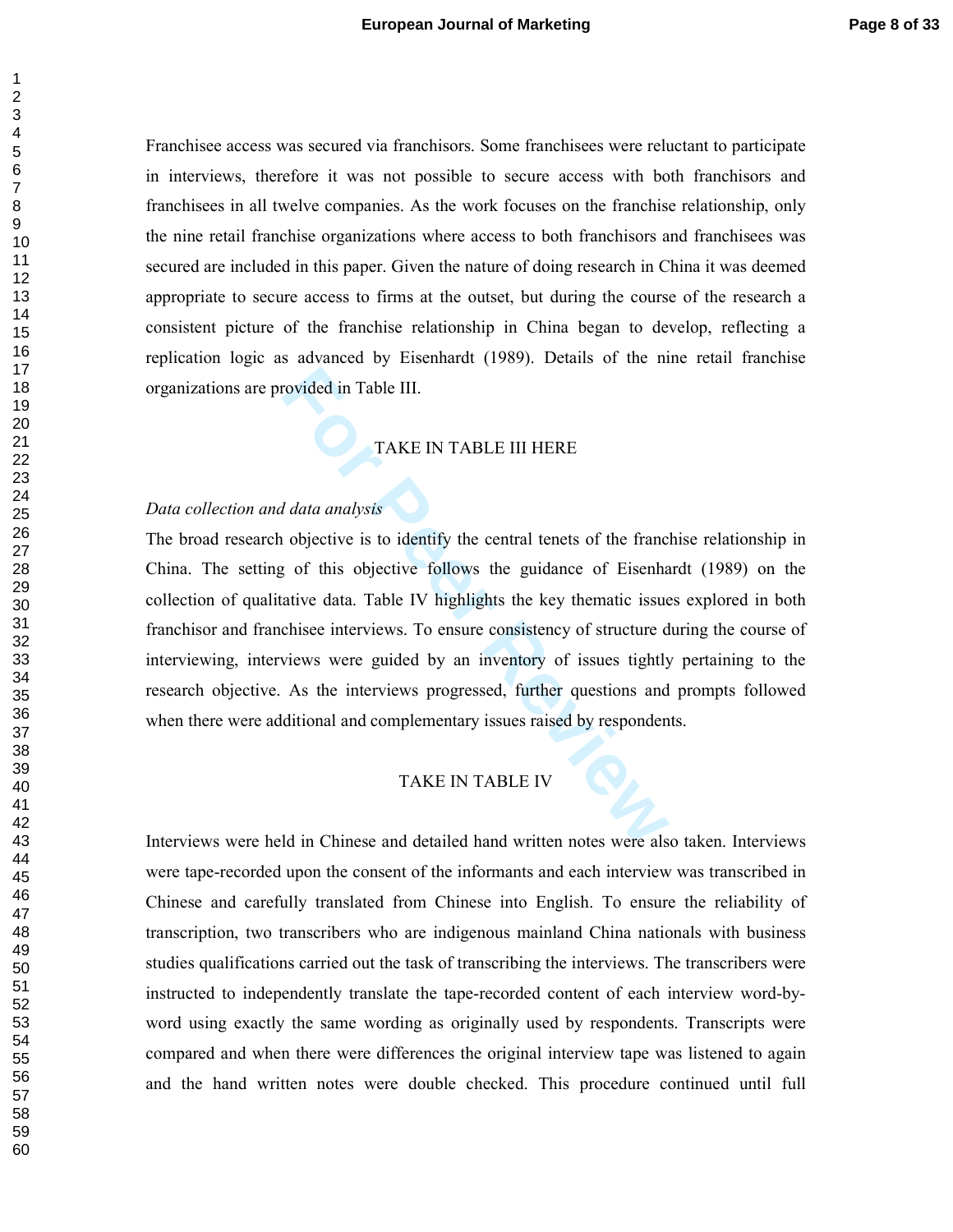Franchisee access was secured via franchisors. Some franchisees were reluctant to participate in interviews, therefore it was not possible to secure access with both franchisors and franchisees in all twelve companies. As the work focuses on the franchise relationship, only the nine retail franchise organizations where access to both franchisors and franchisees was secured are included in this paper. Given the nature of doing research in China it was deemed appropriate to secure access to firms at the outset, but during the course of the research a consistent picture of the franchise relationship in China began to develop, reflecting a replication logic as advanced by Eisenhardt (1989). Details of the nine retail franchise organizations are provided in Table III.

TAKE IN TABLE III HERE

*Data collection and data analysis*

The broad research objective is to identify the central tenets of the franchise relationship in China. The setting of this objective follows the guidance of Eisenhardt (1989) on the collection of qualitative data. Table IV highlights the key thematic issues explored in both franchisor and franchisee interviews. To ensure consistency of structure during the course of interviewing, interviews were guided by an inventory of issues tightly pertaining to the research objective. As the interviews progressed, further questions and prompts followed when there were additional and complementary issues raised by respondents.

TAKE IN TABLE IV

Interviews were held in Chinese and detailed hand written notes were also taken. Interviews were tape-recorded upon the consent of the informants and each interview was transcribed in Chinese and carefully translated from Chinese into English. To ensure the reliability of transcription, two transcribers who are indigenous mainland China nationals with business studies qualifications carried out the task of transcribing the interviews. The transcribers were instructed to independently translate the tape-recorded content of each interview word-by-word using exactly the same wording as originally used by respondents. Transcripts were compared and when there were differences the original interview tape was listened to again and the hand written notes were double checked. This procedure continued until full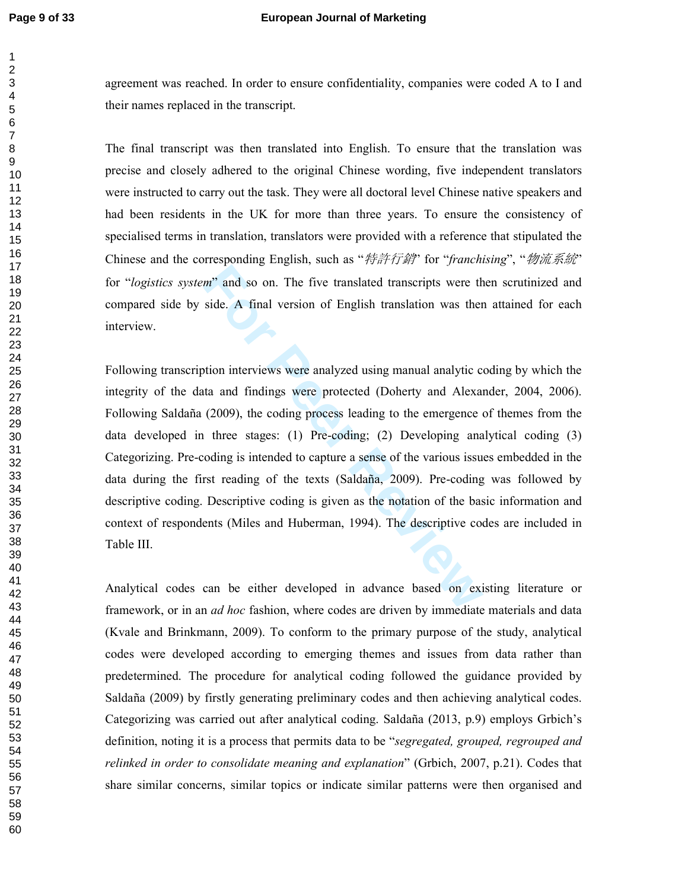agreement was reached. In order to ensure confidentiality, companies were coded A to I and their names replaced in the transcript.

The final transcript was then translated into English. To ensure that the translation was precise and closely adhered to the original Chinese wording, five independent translators were instructed to carry out the task. They were all doctoral level Chinese native speakers and had been residents in the UK for more than three years. To ensure the consistency of specialised terms in translation, translators were provided with a reference that stipulated the Chinese and the corresponding English, such as "*特許行銷*" for "*franchising*", "*物流系統*" for "*logistics system*" and so on. The five translated transcripts were then scrutinized and compared side by side. A final version of English translation was then attained for each interview.

Following transcription interviews were analyzed using manual analytic coding by which the integrity of the data and findings were protected (Doherty and Alexander, 2004, 2006). Following Saldaña (2009), the coding process leading to the emergence of themes from the data developed in three stages: (1) Pre-coding; (2) Developing analytical coding (3) Categorizing. Pre-coding is intended to capture a sense of the various issues embedded in the data during the first reading of the texts (Saldaña, 2009). Pre-coding was followed by descriptive coding. Descriptive coding is given as the notation of the basic information and context of respondents (Miles and Huberman, 1994). The descriptive codes are included in Table III.

Analytical codes can be either developed in advance based on existing literature or framework, or in an *ad hoc* fashion, where codes are driven by immediate materials and data (Kvale and Brinkmann, 2009). To conform to the primary purpose of the study, analytical codes were developed according to emerging themes and issues from data rather than predetermined. The procedure for analytical coding followed the guidance provided by Saldaña (2009) by firstly generating preliminary codes and then achieving analytical codes. Categorizing was carried out after analytical coding. Saldaña (2013, p.9) employs Grbich's definition, noting it is a process that permits data to be "*segregated, grouped, regrouped and relinked in order to consolidate meaning and explanation*" (Grbich, 2007, p.21). Codes that share similar concerns, similar topics or indicate similar patterns were then organised and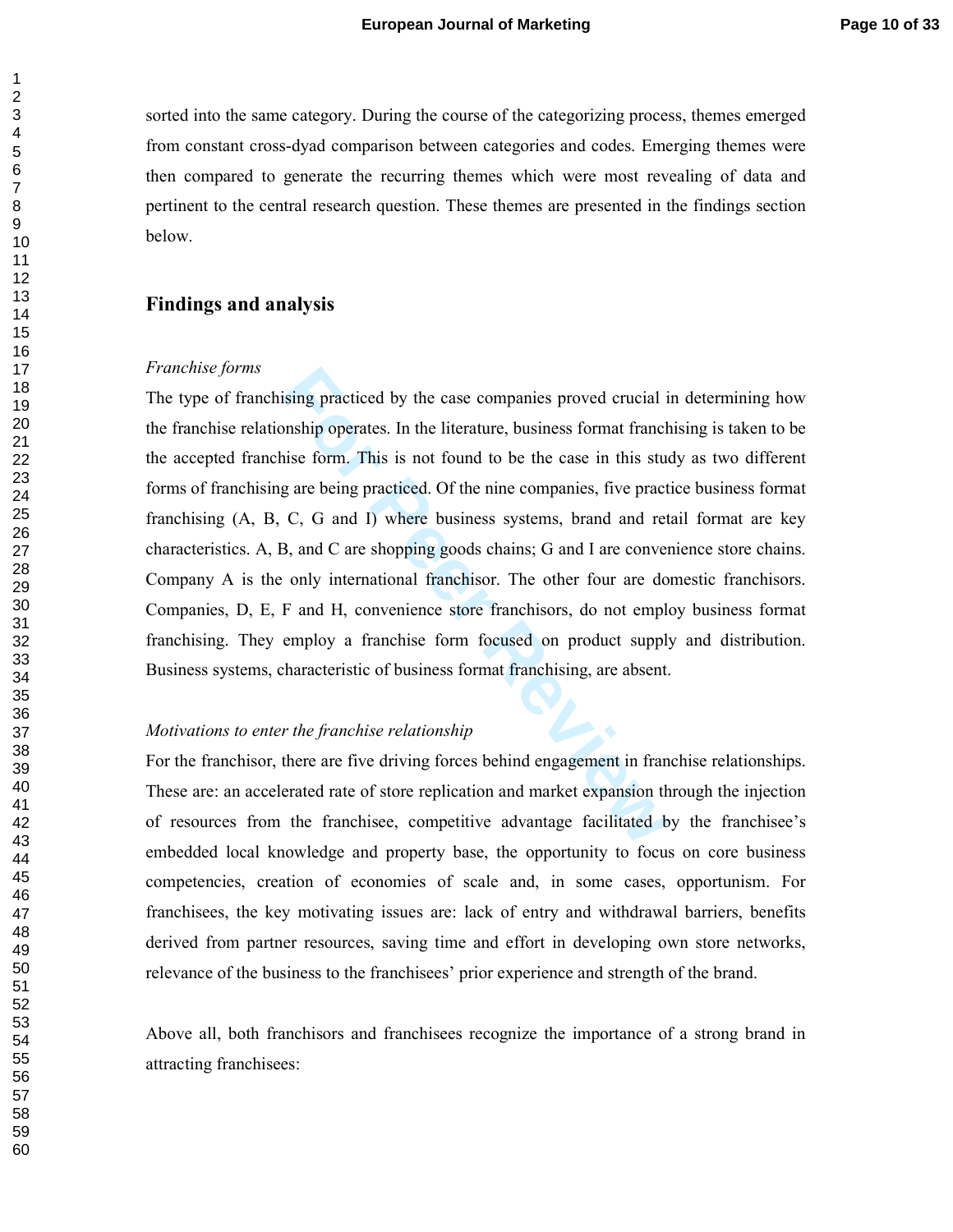sorted into the same category. During the course of the categorizing process, themes emerged from constant cross-dyad comparison between categories and codes. Emerging themes were then compared to generate the recurring themes which were most revealing of data and pertinent to the central research question. These themes are presented in the findings section below.

## Findings and analysis

*Franchise forms*

The type of franchising practiced by the case companies proved crucial in determining how the franchise relationship operates. In the literature, business format franchising is taken to be the accepted franchise form. This is not found to be the case in this study as two different forms of franchising are being practiced. Of the nine companies, five practice business format franchising (A, B, C, G and I) where business systems, brand and retail format are key characteristics. A, B, and C are shopping goods chains; G and I are convenience store chains. Company A is the only international franchisor. The other four are domestic franchisors. Companies, D, E, F and H, convenience store franchisors, do not employ business format franchising. They employ a franchise form focused on product supply and distribution. Business systems, characteristic of business format franchising, are absent.

*Motivations to enter the franchise relationship*

For the franchisor, there are five driving forces behind engagement in franchise relationships. These are: an accelerated rate of store replication and market expansion through the injection of resources from the franchisee, competitive advantage facilitated by the franchisee's embedded local knowledge and property base, the opportunity to focus on core business competencies, creation of economies of scale and, in some cases, opportunism. For franchisees, the key motivating issues are: lack of entry and withdrawal barriers, benefits derived from partner resources, saving time and effort in developing own store networks, relevance of the business to the franchisees' prior experience and strength of the brand.

Above all, both franchisors and franchisees recognize the importance of a strong brand in attracting franchisees: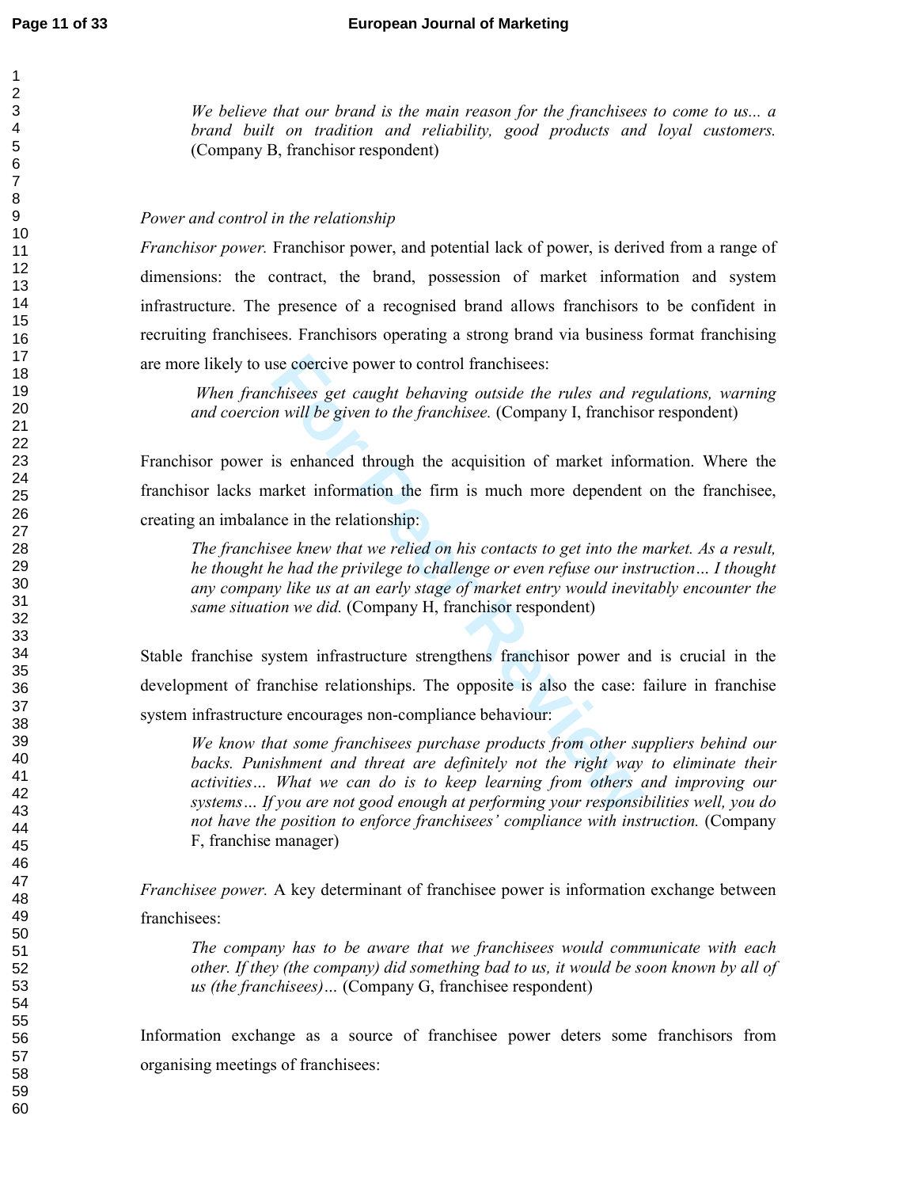> *We believe that our brand is the main reason for the franchisees to come to us... a brand built on tradition and reliability, good products and loyal customers.* (Company B, franchisor respondent)

*Power and control in the relationship*

*Franchisor power.* Franchisor power, and potential lack of power, is derived from a range of dimensions: the contract, the brand, possession of market information and system infrastructure. The presence of a recognised brand allows franchisors to be confident in recruiting franchisees. Franchisors operating a strong brand via business format franchising are more likely to use coercive power to control franchisees:

> *When franchisees get caught behaving outside the rules and regulations, warning and coercion will be given to the franchisee.* (Company I, franchisor respondent)

Franchisor power is enhanced through the acquisition of market information. Where the franchisor lacks market information the firm is much more dependent on the franchisee, creating an imbalance in the relationship:

> *The franchisee knew that we relied on his contacts to get into the market. As a result, he thought he had the privilege to challenge or even refuse our instruction… I thought any company like us at an early stage of market entry would inevitably encounter the same situation we did.* (Company H, franchisor respondent)

Stable franchise system infrastructure strengthens franchisor power and is crucial in the development of franchise relationships. The opposite is also the case: failure in franchise system infrastructure encourages non-compliance behaviour:

> *We know that some franchisees purchase products from other suppliers behind our backs. Punishment and threat are definitely not the right way to eliminate their activities… What we can do is to keep learning from others and improving our systems… If you are not good enough at performing your responsibilities well, you do not have the position to enforce franchisees' compliance with instruction.* (Company F, franchise manager)

*Franchisee power.* A key determinant of franchisee power is information exchange between franchisees:

> *The company has to be aware that we franchisees would communicate with each other. If they (the company) did something bad to us, it would be soon known by all of us (the franchisees)…* (Company G, franchisee respondent)

Information exchange as a source of franchisee power deters some franchisors from organising meetings of franchisees: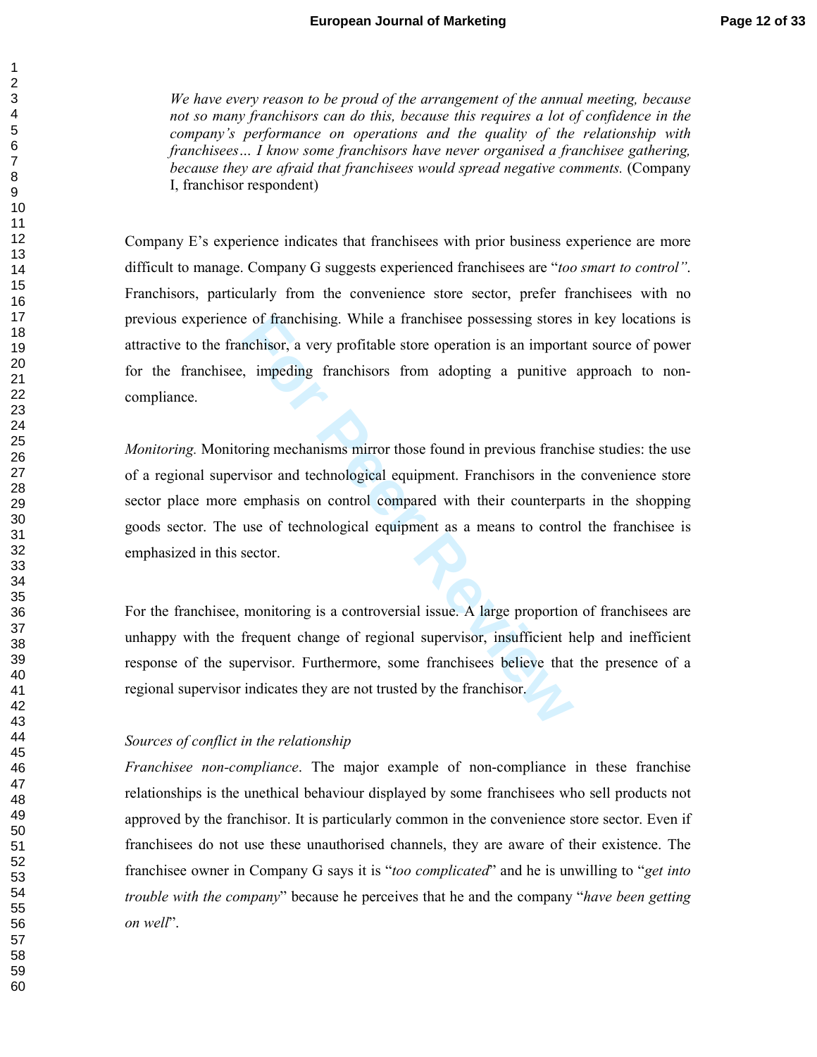> *We have every reason to be proud of the arrangement of the annual meeting, because not so many franchisors can do this, because this requires a lot of confidence in the company's performance on operations and the quality of the relationship with franchisees… I know some franchisors have never organised a franchisee gathering, because they are afraid that franchisees would spread negative comments.* (Company I, franchisor respondent)

Company E's experience indicates that franchisees with prior business experience are more difficult to manage. Company G suggests experienced franchisees are "*too smart to control"*. Franchisors, particularly from the convenience store sector, prefer franchisees with no previous experience of franchising. While a franchisee possessing stores in key locations is attractive to the franchisor, a very profitable store operation is an important source of power for the franchisee, impeding franchisors from adopting a punitive approach to non-compliance.

*Monitoring.* Monitoring mechanisms mirror those found in previous franchise studies: the use of a regional supervisor and technological equipment. Franchisors in the convenience store sector place more emphasis on control compared with their counterparts in the shopping goods sector. The use of technological equipment as a means to control the franchisee is emphasized in this sector.

For the franchisee, monitoring is a controversial issue. A large proportion of franchisees are unhappy with the frequent change of regional supervisor, insufficient help and inefficient response of the supervisor. Furthermore, some franchisees believe that the presence of a regional supervisor indicates they are not trusted by the franchisor.

*Sources of conflict in the relationship*

*Franchisee non-compliance*. The major example of non-compliance in these franchise relationships is the unethical behaviour displayed by some franchisees who sell products not approved by the franchisor. It is particularly common in the convenience store sector. Even if franchisees do not use these unauthorised channels, they are aware of their existence. The franchisee owner in Company G says it is "*too complicated*" and he is unwilling to "*get into trouble with the company*" because he perceives that he and the company "*have been getting on well*".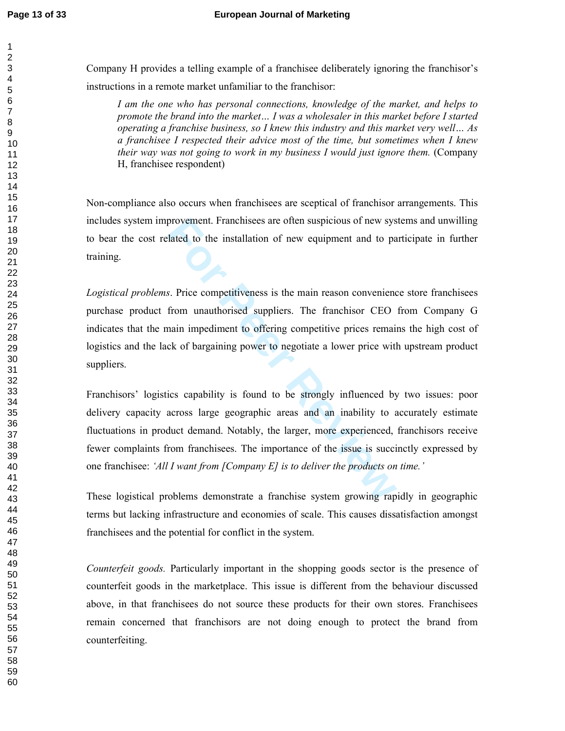Company H provides a telling example of a franchisee deliberately ignoring the franchisor's instructions in a remote market unfamiliar to the franchisor:

> *I am the one who has personal connections, knowledge of the market, and helps to promote the brand into the market… I was a wholesaler in this market before I started operating a franchise business, so I knew this industry and this market very well… As a franchisee I respected their advice most of the time, but sometimes when I knew their way was not going to work in my business I would just ignore them.* (Company H, franchisee respondent)

Non-compliance also occurs when franchisees are sceptical of franchisor arrangements. This includes system improvement. Franchisees are often suspicious of new systems and unwilling to bear the cost related to the installation of new equipment and to participate in further training.

*Logistical problems*. Price competitiveness is the main reason convenience store franchisees purchase product from unauthorised suppliers. The franchisor CEO from Company G indicates that the main impediment to offering competitive prices remains the high cost of logistics and the lack of bargaining power to negotiate a lower price with upstream product suppliers.

Franchisors' logistics capability is found to be strongly influenced by two issues: poor delivery capacity across large geographic areas and an inability to accurately estimate fluctuations in product demand. Notably, the larger, more experienced, franchisors receive fewer complaints from franchisees. The importance of the issue is succinctly expressed by one franchisee: *'All I want from [Company E] is to deliver the products on time.'*

These logistical problems demonstrate a franchise system growing rapidly in geographic terms but lacking infrastructure and economies of scale. This causes dissatisfaction amongst franchisees and the potential for conflict in the system.

*Counterfeit goods.* Particularly important in the shopping goods sector is the presence of counterfeit goods in the marketplace. This issue is different from the behaviour discussed above, in that franchisees do not source these products for their own stores. Franchisees remain concerned that franchisors are not doing enough to protect the brand from counterfeiting.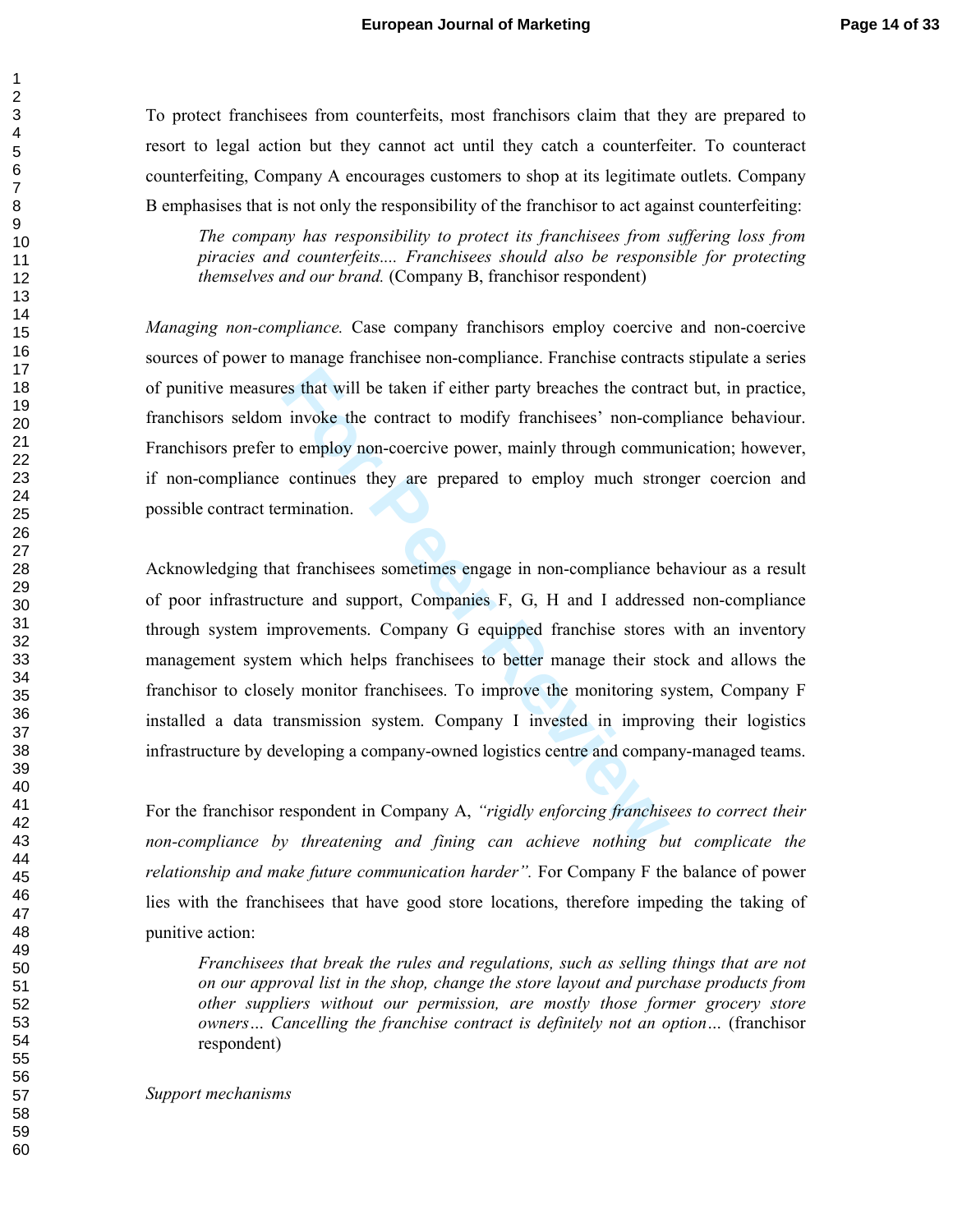To protect franchisees from counterfeits, most franchisors claim that they are prepared to resort to legal action but they cannot act until they catch a counterfeiter. To counteract counterfeiting, Company A encourages customers to shop at its legitimate outlets. Company B emphasises that is not only the responsibility of the franchisor to act against counterfeiting:

> *The company has responsibility to protect its franchisees from suffering loss from piracies and counterfeits.... Franchisees should also be responsible for protecting themselves and our brand.* (Company B, franchisor respondent)

*Managing non-compliance.* Case company franchisors employ coercive and non-coercive sources of power to manage franchisee non-compliance. Franchise contracts stipulate a series of punitive measures that will be taken if either party breaches the contract but, in practice, franchisors seldom invoke the contract to modify franchisees' non-compliance behaviour. Franchisors prefer to employ non-coercive power, mainly through communication; however, if non-compliance continues they are prepared to employ much stronger coercion and possible contract termination.

Acknowledging that franchisees sometimes engage in non-compliance behaviour as a result of poor infrastructure and support, Companies F, G, H and I addressed non-compliance through system improvements. Company G equipped franchise stores with an inventory management system which helps franchisees to better manage their stock and allows the franchisor to closely monitor franchisees. To improve the monitoring system, Company F installed a data transmission system. Company I invested in improving their logistics infrastructure by developing a company-owned logistics centre and company-managed teams.

For the franchisor respondent in Company A, *"rigidly enforcing franchisees to correct their non-compliance by threatening and fining can achieve nothing but complicate the relationship and make future communication harder".* For Company F the balance of power lies with the franchisees that have good store locations, therefore impeding the taking of punitive action:

> *Franchisees that break the rules and regulations, such as selling things that are not on our approval list in the shop, change the store layout and purchase products from other suppliers without our permission, are mostly those former grocery store owners… Cancelling the franchise contract is definitely not an option…* (franchisor respondent)

*Support mechanisms*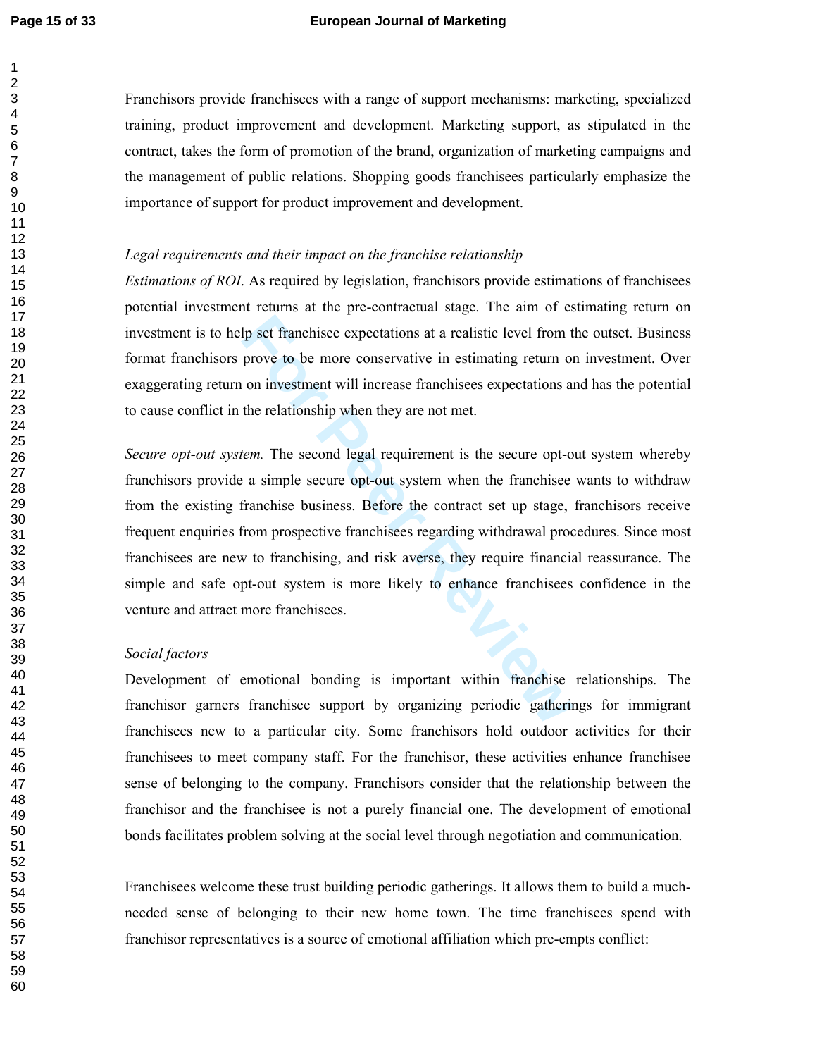Franchisors provide franchisees with a range of support mechanisms: marketing, specialized training, product improvement and development. Marketing support, as stipulated in the contract, takes the form of promotion of the brand, organization of marketing campaigns and the management of public relations. Shopping goods franchisees particularly emphasize the importance of support for product improvement and development.

*Legal requirements and their impact on the franchise relationship*

*Estimations of ROI.* As required by legislation, franchisors provide estimations of franchisees potential investment returns at the pre-contractual stage. The aim of estimating return on investment is to help set franchisee expectations at a realistic level from the outset. Business format franchisors prove to be more conservative in estimating return on investment. Over exaggerating return on investment will increase franchisees expectations and has the potential to cause conflict in the relationship when they are not met.

*Secure opt-out system.* The second legal requirement is the secure opt-out system whereby franchisors provide a simple secure opt-out system when the franchisee wants to withdraw from the existing franchise business. Before the contract set up stage, franchisors receive frequent enquiries from prospective franchisees regarding withdrawal procedures. Since most franchisees are new to franchising, and risk averse, they require financial reassurance. The simple and safe opt-out system is more likely to enhance franchisees confidence in the venture and attract more franchisees.

*Social factors*

Development of emotional bonding is important within franchise relationships. The franchisor garners franchisee support by organizing periodic gatherings for immigrant franchisees new to a particular city. Some franchisors hold outdoor activities for their franchisees to meet company staff. For the franchisor, these activities enhance franchisee sense of belonging to the company. Franchisors consider that the relationship between the franchisor and the franchisee is not a purely financial one. The development of emotional bonds facilitates problem solving at the social level through negotiation and communication.

Franchisees welcome these trust building periodic gatherings. It allows them to build a much-needed sense of belonging to their new home town. The time franchisees spend with franchisor representatives is a source of emotional affiliation which pre-empts conflict: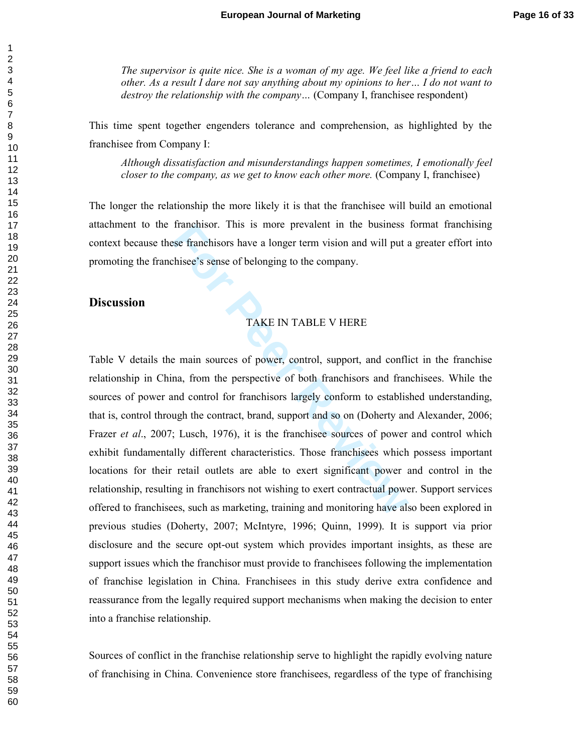> *The supervisor is quite nice. She is a woman of my age. We feel like a friend to each other. As a result I dare not say anything about my opinions to her… I do not want to destroy the relationship with the company…* (Company I, franchisee respondent)

This time spent together engenders tolerance and comprehension, as highlighted by the franchisee from Company I:

> *Although dissatisfaction and misunderstandings happen sometimes, I emotionally feel closer to the company, as we get to know each other more.* (Company I, franchisee)

The longer the relationship the more likely it is that the franchisee will build an emotional attachment to the franchisor. This is more prevalent in the business format franchising context because these franchisors have a longer term vision and will put a greater effort into promoting the franchisee's sense of belonging to the company.

## Discussion

TAKE IN TABLE V HERE

Table V details the main sources of power, control, support, and conflict in the franchise relationship in China, from the perspective of both franchisors and franchisees. While the sources of power and control for franchisors largely conform to established understanding, that is, control through the contract, brand, support and so on (Doherty and Alexander, 2006; Frazer *et al*., 2007; Lusch, 1976), it is the franchisee sources of power and control which exhibit fundamentally different characteristics. Those franchisees which possess important locations for their retail outlets are able to exert significant power and control in the relationship, resulting in franchisors not wishing to exert contractual power. Support services offered to franchisees, such as marketing, training and monitoring have also been explored in previous studies (Doherty, 2007; McIntyre, 1996; Quinn, 1999). It is support via prior disclosure and the secure opt-out system which provides important insights, as these are support issues which the franchisor must provide to franchisees following the implementation of franchise legislation in China. Franchisees in this study derive extra confidence and reassurance from the legally required support mechanisms when making the decision to enter into a franchise relationship.

Sources of conflict in the franchise relationship serve to highlight the rapidly evolving nature of franchising in China. Convenience store franchisees, regardless of the type of franchising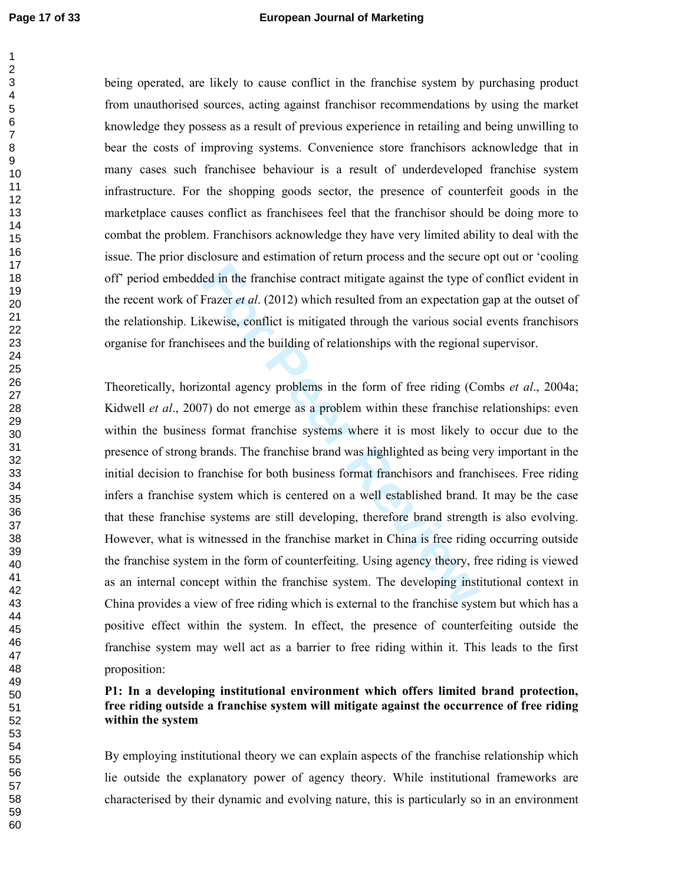being operated, are likely to cause conflict in the franchise system by purchasing product from unauthorised sources, acting against franchisor recommendations by using the market knowledge they possess as a result of previous experience in retailing and being unwilling to bear the costs of improving systems. Convenience store franchisors acknowledge that in many cases such franchisee behaviour is a result of underdeveloped franchise system infrastructure. For the shopping goods sector, the presence of counterfeit goods in the marketplace causes conflict as franchisees feel that the franchisor should be doing more to combat the problem. Franchisors acknowledge they have very limited ability to deal with the issue. The prior disclosure and estimation of return process and the secure opt out or 'cooling off' period embedded in the franchise contract mitigate against the type of conflict evident in the recent work of Frazer *et al*. (2012) which resulted from an expectation gap at the outset of the relationship. Likewise, conflict is mitigated through the various social events franchisors organise for franchisees and the building of relationships with the regional supervisor.

Theoretically, horizontal agency problems in the form of free riding (Combs *et al*., 2004a; Kidwell *et al*., 2007) do not emerge as a problem within these franchise relationships: even within the business format franchise systems where it is most likely to occur due to the presence of strong brands. The franchise brand was highlighted as being very important in the initial decision to franchise for both business format franchisors and franchisees. Free riding infers a franchise system which is centered on a well established brand. It may be the case that these franchise systems are still developing, therefore brand strength is also evolving. However, what is witnessed in the franchise market in China is free riding occurring outside the franchise system in the form of counterfeiting. Using agency theory, free riding is viewed as an internal concept within the franchise system. The developing institutional context in China provides a view of free riding which is external to the franchise system but which has a positive effect within the system. In effect, the presence of counterfeiting outside the franchise system may well act as a barrier to free riding within it. This leads to the first proposition:

**P1: In a developing institutional environment which offers limited brand protection, free riding outside a franchise system will mitigate against the occurrence of free riding within the system**

By employing institutional theory we can explain aspects of the franchise relationship which lie outside the explanatory power of agency theory. While institutional frameworks are characterised by their dynamic and evolving nature, this is particularly so in an environment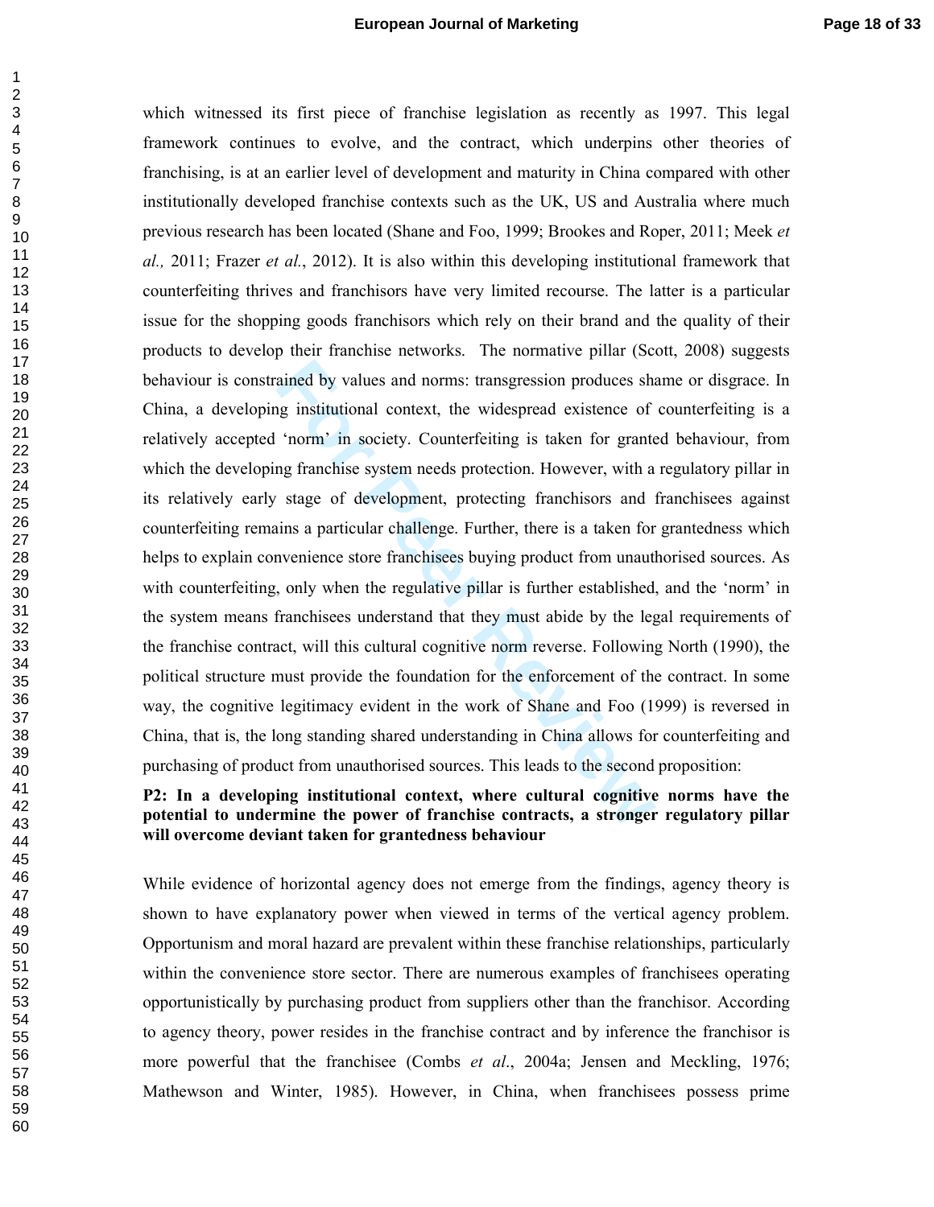which witnessed its first piece of franchise legislation as recently as 1997. This legal framework continues to evolve, and the contract, which underpins other theories of franchising, is at an earlier level of development and maturity in China compared with other institutionally developed franchise contexts such as the UK, US and Australia where much previous research has been located (Shane and Foo, 1999; Brookes and Roper, 2011; Meek *et al.,* 2011; Frazer *et al.*, 2012). It is also within this developing institutional framework that counterfeiting thrives and franchisors have very limited recourse. The latter is a particular issue for the shopping goods franchisors which rely on their brand and the quality of their products to develop their franchise networks. The normative pillar (Scott, 2008) suggests behaviour is constrained by values and norms: transgression produces shame or disgrace. In China, a developing institutional context, the widespread existence of counterfeiting is a relatively accepted 'norm' in society. Counterfeiting is taken for granted behaviour, from which the developing franchise system needs protection. However, with a regulatory pillar in its relatively early stage of development, protecting franchisors and franchisees against counterfeiting remains a particular challenge. Further, there is a taken for grantedness which helps to explain convenience store franchisees buying product from unauthorised sources. As with counterfeiting, only when the regulative pillar is further established, and the 'norm' in the system means franchisees understand that they must abide by the legal requirements of the franchise contract, will this cultural cognitive norm reverse. Following North (1990), the political structure must provide the foundation for the enforcement of the contract. In some way, the cognitive legitimacy evident in the work of Shane and Foo (1999) is reversed in China, that is, the long standing shared understanding in China allows for counterfeiting and purchasing of product from unauthorised sources. This leads to the second proposition:

**P2: In a developing institutional context, where cultural cognitive norms have the potential to undermine the power of franchise contracts, a stronger regulatory pillar will overcome deviant taken for grantedness behaviour**

While evidence of horizontal agency does not emerge from the findings, agency theory is shown to have explanatory power when viewed in terms of the vertical agency problem. Opportunism and moral hazard are prevalent within these franchise relationships, particularly within the convenience store sector. There are numerous examples of franchisees operating opportunistically by purchasing product from suppliers other than the franchisor. According to agency theory, power resides in the franchise contract and by inference the franchisor is more powerful that the franchisee (Combs *et al*., 2004a; Jensen and Meckling, 1976; Mathewson and Winter, 1985). However, in China, when franchisees possess prime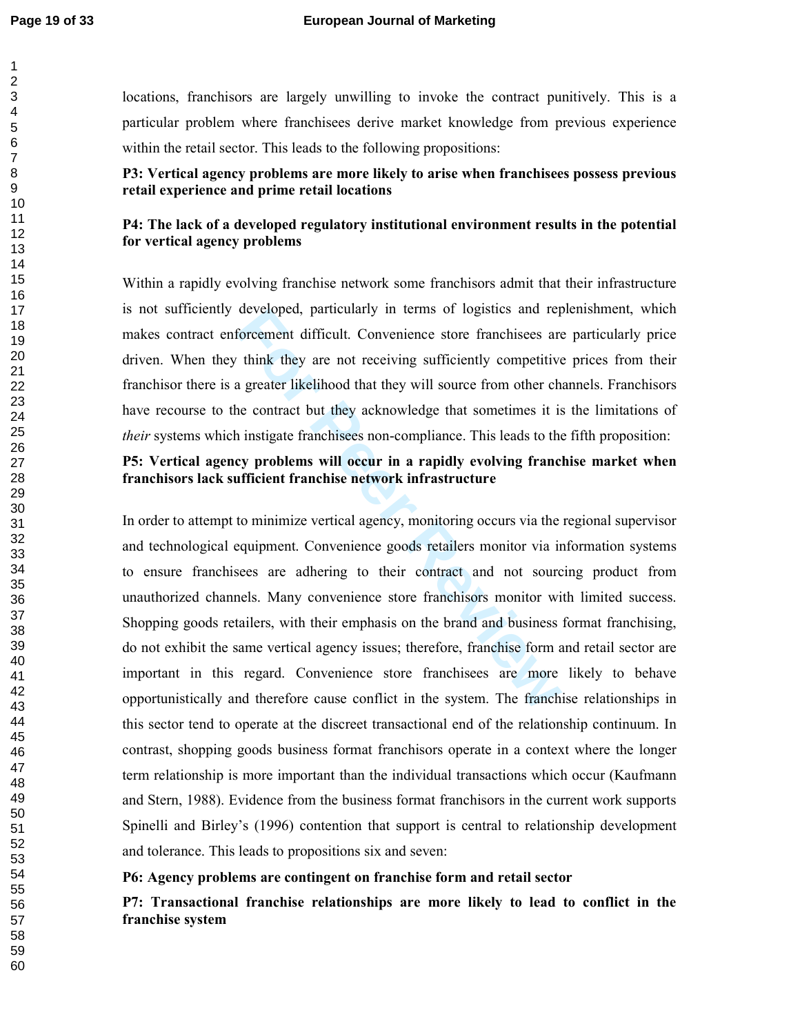locations, franchisors are largely unwilling to invoke the contract punitively. This is a particular problem where franchisees derive market knowledge from previous experience within the retail sector. This leads to the following propositions:

**P3: Vertical agency problems are more likely to arise when franchisees possess previous retail experience and prime retail locations**

**P4: The lack of a developed regulatory institutional environment results in the potential for vertical agency problems**

Within a rapidly evolving franchise network some franchisors admit that their infrastructure is not sufficiently developed, particularly in terms of logistics and replenishment, which makes contract enforcement difficult. Convenience store franchisees are particularly price driven. When they think they are not receiving sufficiently competitive prices from their franchisor there is a greater likelihood that they will source from other channels. Franchisors have recourse to the contract but they acknowledge that sometimes it is the limitations of *their* systems which instigate franchisees non-compliance. This leads to the fifth proposition:

**P5: Vertical agency problems will occur in a rapidly evolving franchise market when franchisors lack sufficient franchise network infrastructure**

In order to attempt to minimize vertical agency, monitoring occurs via the regional supervisor and technological equipment. Convenience goods retailers monitor via information systems to ensure franchisees are adhering to their contract and not sourcing product from unauthorized channels. Many convenience store franchisors monitor with limited success. Shopping goods retailers, with their emphasis on the brand and business format franchising, do not exhibit the same vertical agency issues; therefore, franchise form and retail sector are important in this regard. Convenience store franchisees are more likely to behave opportunistically and therefore cause conflict in the system. The franchise relationships in this sector tend to operate at the discreet transactional end of the relationship continuum. In contrast, shopping goods business format franchisors operate in a context where the longer term relationship is more important than the individual transactions which occur (Kaufmann and Stern, 1988). Evidence from the business format franchisors in the current work supports Spinelli and Birley's (1996) contention that support is central to relationship development and tolerance. This leads to propositions six and seven:

**P6: Agency problems are contingent on franchise form and retail sector**

**P7: Transactional franchise relationships are more likely to lead to conflict in the franchise system**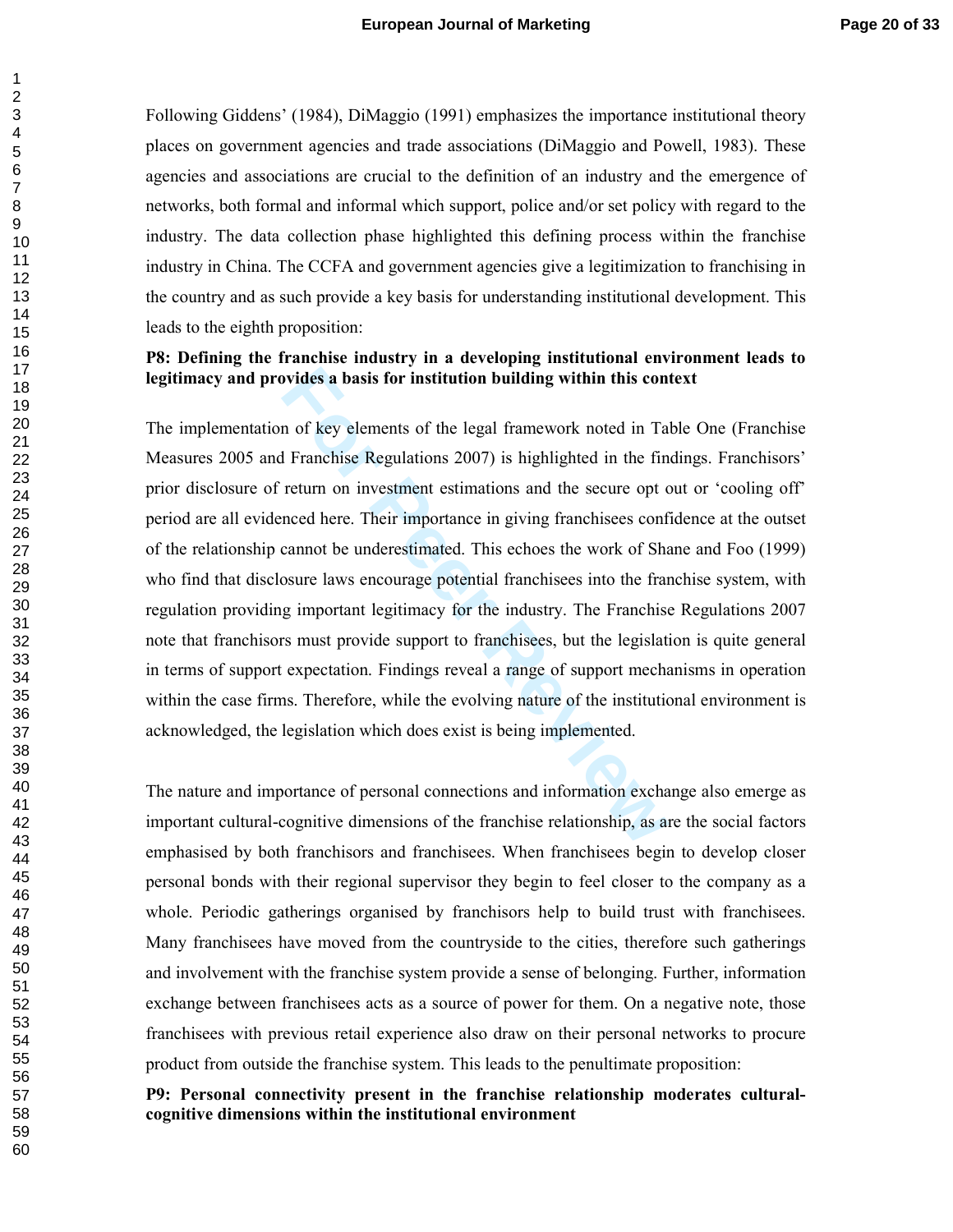Following Giddens' (1984), DiMaggio (1991) emphasizes the importance institutional theory places on government agencies and trade associations (DiMaggio and Powell, 1983). These agencies and associations are crucial to the definition of an industry and the emergence of networks, both formal and informal which support, police and/or set policy with regard to the industry. The data collection phase highlighted this defining process within the franchise industry in China. The CCFA and government agencies give a legitimization to franchising in the country and as such provide a key basis for understanding institutional development. This leads to the eighth proposition:

**P8: Defining the franchise industry in a developing institutional environment leads to legitimacy and provides a basis for institution building within this context**

The implementation of key elements of the legal framework noted in Table One (Franchise Measures 2005 and Franchise Regulations 2007) is highlighted in the findings. Franchisors' prior disclosure of return on investment estimations and the secure opt out or 'cooling off' period are all evidenced here. Their importance in giving franchisees confidence at the outset of the relationship cannot be underestimated. This echoes the work of Shane and Foo (1999) who find that disclosure laws encourage potential franchisees into the franchise system, with regulation providing important legitimacy for the industry. The Franchise Regulations 2007 note that franchisors must provide support to franchisees, but the legislation is quite general in terms of support expectation. Findings reveal a range of support mechanisms in operation within the case firms. Therefore, while the evolving nature of the institutional environment is acknowledged, the legislation which does exist is being implemented.

The nature and importance of personal connections and information exchange also emerge as important cultural-cognitive dimensions of the franchise relationship, as are the social factors emphasised by both franchisors and franchisees. When franchisees begin to develop closer personal bonds with their regional supervisor they begin to feel closer to the company as a whole. Periodic gatherings organised by franchisors help to build trust with franchisees. Many franchisees have moved from the countryside to the cities, therefore such gatherings and involvement with the franchise system provide a sense of belonging. Further, information exchange between franchisees acts as a source of power for them. On a negative note, those franchisees with previous retail experience also draw on their personal networks to procure product from outside the franchise system. This leads to the penultimate proposition:

**P9: Personal connectivity present in the franchise relationship moderates cultural-cognitive dimensions within the institutional environment**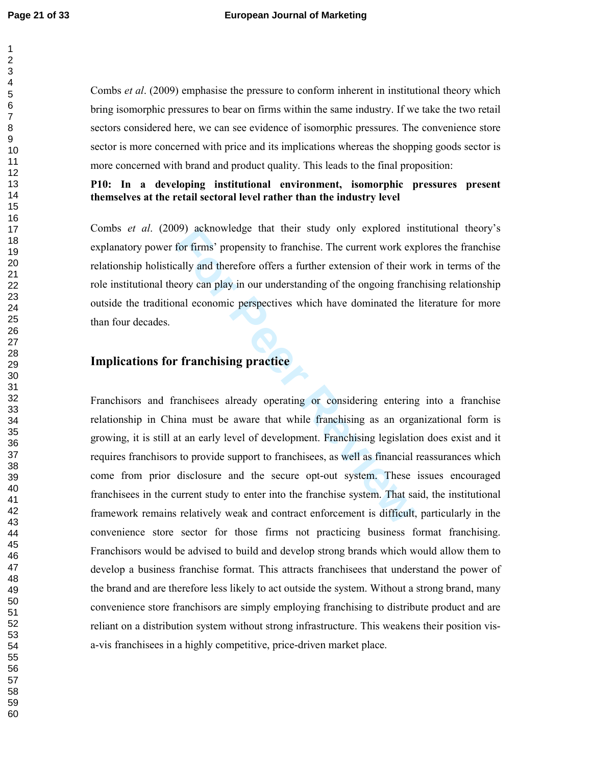Combs *et al*. (2009) emphasise the pressure to conform inherent in institutional theory which bring isomorphic pressures to bear on firms within the same industry. If we take the two retail sectors considered here, we can see evidence of isomorphic pressures. The convenience store sector is more concerned with price and its implications whereas the shopping goods sector is more concerned with brand and product quality. This leads to the final proposition:

**P10: In a developing institutional environment, isomorphic pressures present themselves at the retail sectoral level rather than the industry level**

Combs *et al*. (2009) acknowledge that their study only explored institutional theory's explanatory power for firms' propensity to franchise. The current work explores the franchise relationship holistically and therefore offers a further extension of their work in terms of the role institutional theory can play in our understanding of the ongoing franchising relationship outside the traditional economic perspectives which have dominated the literature for more than four decades.

## Implications for franchising practice

Franchisors and franchisees already operating or considering entering into a franchise relationship in China must be aware that while franchising as an organizational form is growing, it is still at an early level of development. Franchising legislation does exist and it requires franchisors to provide support to franchisees, as well as financial reassurances which come from prior disclosure and the secure opt-out system. These issues encouraged franchisees in the current study to enter into the franchise system. That said, the institutional framework remains relatively weak and contract enforcement is difficult, particularly in the convenience store sector for those firms not practicing business format franchising. Franchisors would be advised to build and develop strong brands which would allow them to develop a business franchise format. This attracts franchisees that understand the power of the brand and are therefore less likely to act outside the system. Without a strong brand, many convenience store franchisors are simply employing franchising to distribute product and are reliant on a distribution system without strong infrastructure. This weakens their position vis-a-vis franchisees in a highly competitive, price-driven market place.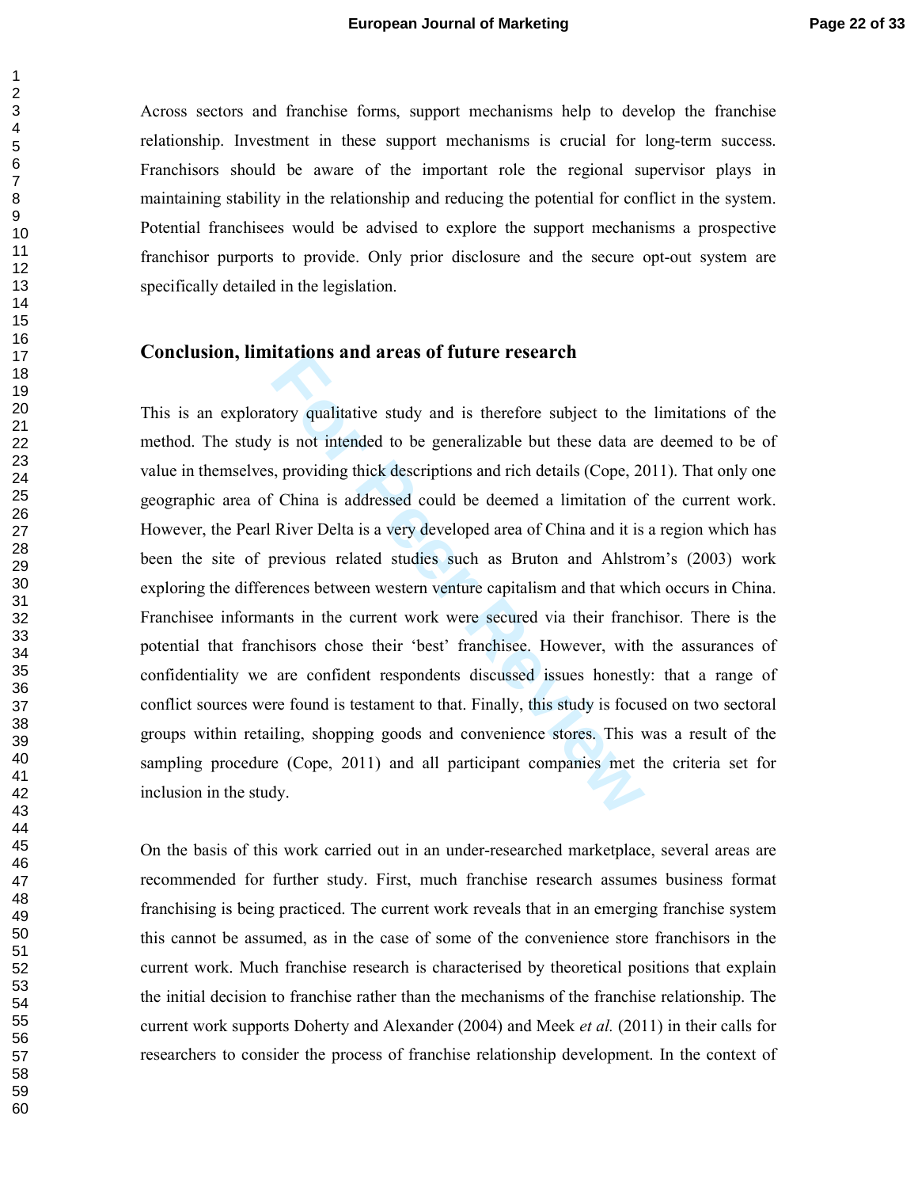Across sectors and franchise forms, support mechanisms help to develop the franchise relationship. Investment in these support mechanisms is crucial for long-term success. Franchisors should be aware of the important role the regional supervisor plays in maintaining stability in the relationship and reducing the potential for conflict in the system. Potential franchisees would be advised to explore the support mechanisms a prospective franchisor purports to provide. Only prior disclosure and the secure opt-out system are specifically detailed in the legislation.

## Conclusion, limitations and areas of future research

This is an exploratory qualitative study and is therefore subject to the limitations of the method. The study is not intended to be generalizable but these data are deemed to be of value in themselves, providing thick descriptions and rich details (Cope, 2011). That only one geographic area of China is addressed could be deemed a limitation of the current work. However, the Pearl River Delta is a very developed area of China and it is a region which has been the site of previous related studies such as Bruton and Ahlstrom's (2003) work exploring the differences between western venture capitalism and that which occurs in China. Franchisee informants in the current work were secured via their franchisor. There is the potential that franchisors chose their 'best' franchisee. However, with the assurances of confidentiality we are confident respondents discussed issues honestly: that a range of conflict sources were found is testament to that. Finally, this study is focused on two sectoral groups within retailing, shopping goods and convenience stores. This was a result of the sampling procedure (Cope, 2011) and all participant companies met the criteria set for inclusion in the study.

On the basis of this work carried out in an under-researched marketplace, several areas are recommended for further study. First, much franchise research assumes business format franchising is being practiced. The current work reveals that in an emerging franchise system this cannot be assumed, as in the case of some of the convenience store franchisors in the current work. Much franchise research is characterised by theoretical positions that explain the initial decision to franchise rather than the mechanisms of the franchise relationship. The current work supports Doherty and Alexander (2004) and Meek *et al.* (2011) in their calls for researchers to consider the process of franchise relationship development. In the context of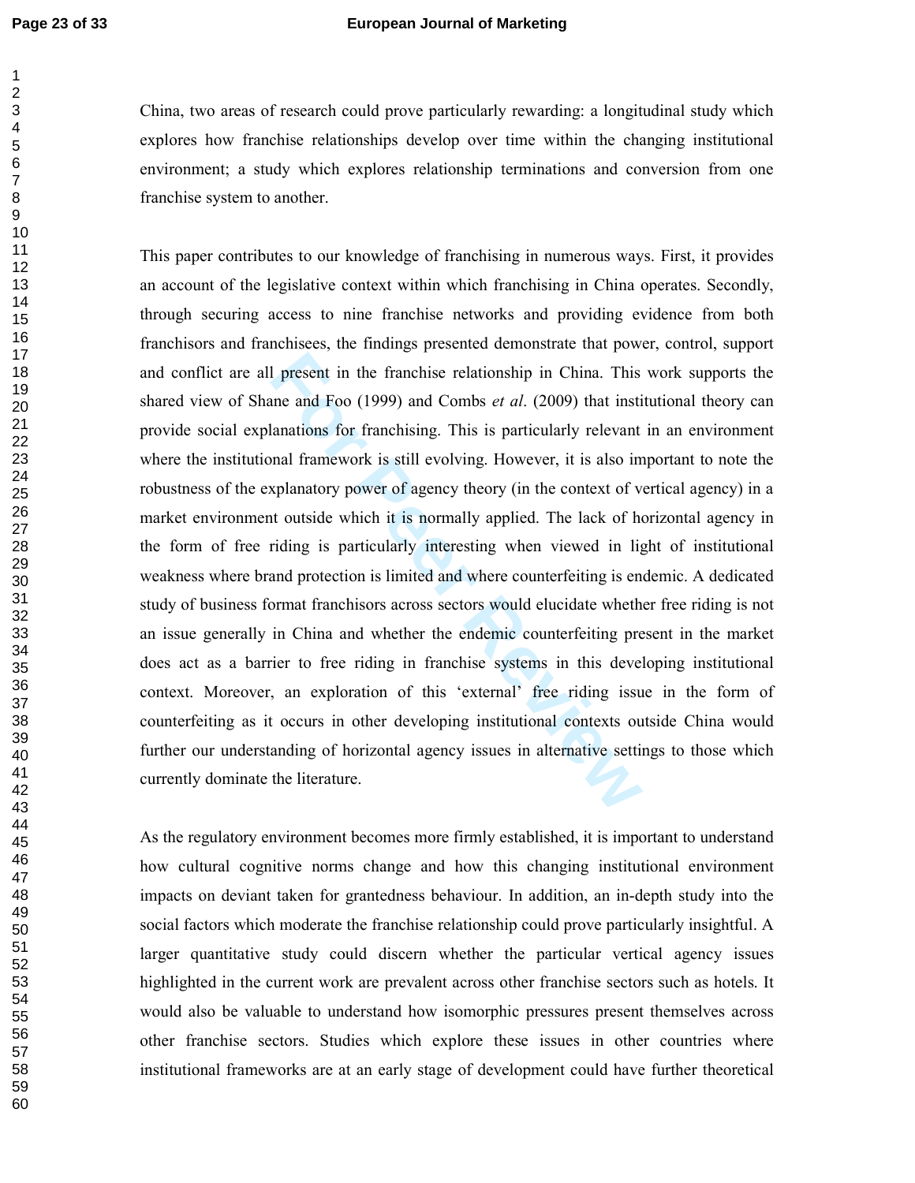China, two areas of research could prove particularly rewarding: a longitudinal study which explores how franchise relationships develop over time within the changing institutional environment; a study which explores relationship terminations and conversion from one franchise system to another.

This paper contributes to our knowledge of franchising in numerous ways. First, it provides an account of the legislative context within which franchising in China operates. Secondly, through securing access to nine franchise networks and providing evidence from both franchisors and franchisees, the findings presented demonstrate that power, control, support and conflict are all present in the franchise relationship in China. This work supports the shared view of Shane and Foo (1999) and Combs *et al*. (2009) that institutional theory can provide social explanations for franchising. This is particularly relevant in an environment where the institutional framework is still evolving. However, it is also important to note the robustness of the explanatory power of agency theory (in the context of vertical agency) in a market environment outside which it is normally applied. The lack of horizontal agency in the form of free riding is particularly interesting when viewed in light of institutional weakness where brand protection is limited and where counterfeiting is endemic. A dedicated study of business format franchisors across sectors would elucidate whether free riding is not an issue generally in China and whether the endemic counterfeiting present in the market does act as a barrier to free riding in franchise systems in this developing institutional context. Moreover, an exploration of this 'external' free riding issue in the form of counterfeiting as it occurs in other developing institutional contexts outside China would further our understanding of horizontal agency issues in alternative settings to those which currently dominate the literature.

As the regulatory environment becomes more firmly established, it is important to understand how cultural cognitive norms change and how this changing institutional environment impacts on deviant taken for grantedness behaviour. In addition, an in-depth study into the social factors which moderate the franchise relationship could prove particularly insightful. A larger quantitative study could discern whether the particular vertical agency issues highlighted in the current work are prevalent across other franchise sectors such as hotels. It would also be valuable to understand how isomorphic pressures present themselves across other franchise sectors. Studies which explore these issues in other countries where institutional frameworks are at an early stage of development could have further theoretical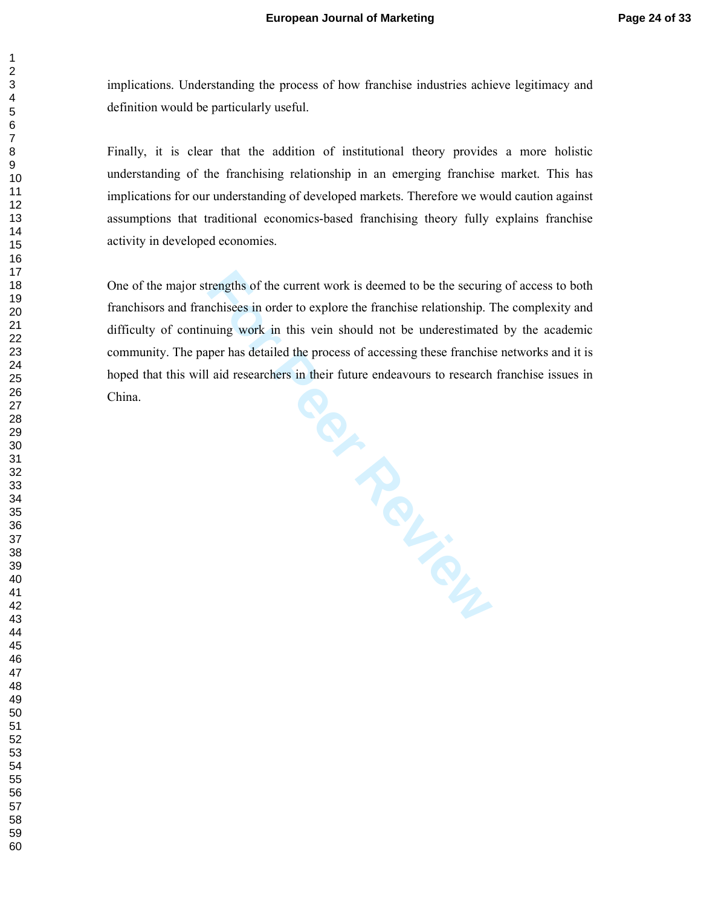implications. Understanding the process of how franchise industries achieve legitimacy and definition would be particularly useful.

Finally, it is clear that the addition of institutional theory provides a more holistic understanding of the franchising relationship in an emerging franchise market. This has implications for our understanding of developed markets. Therefore we would caution against assumptions that traditional economics-based franchising theory fully explains franchise activity in developed economies.

One of the major strengths of the current work is deemed to be the securing of access to both franchisors and franchisees in order to explore the franchise relationship. The complexity and difficulty of continuing work in this vein should not be underestimated by the academic community. The paper has detailed the process of accessing these franchise networks and it is hoped that this will aid researchers in their future endeavours to research franchise issues in China.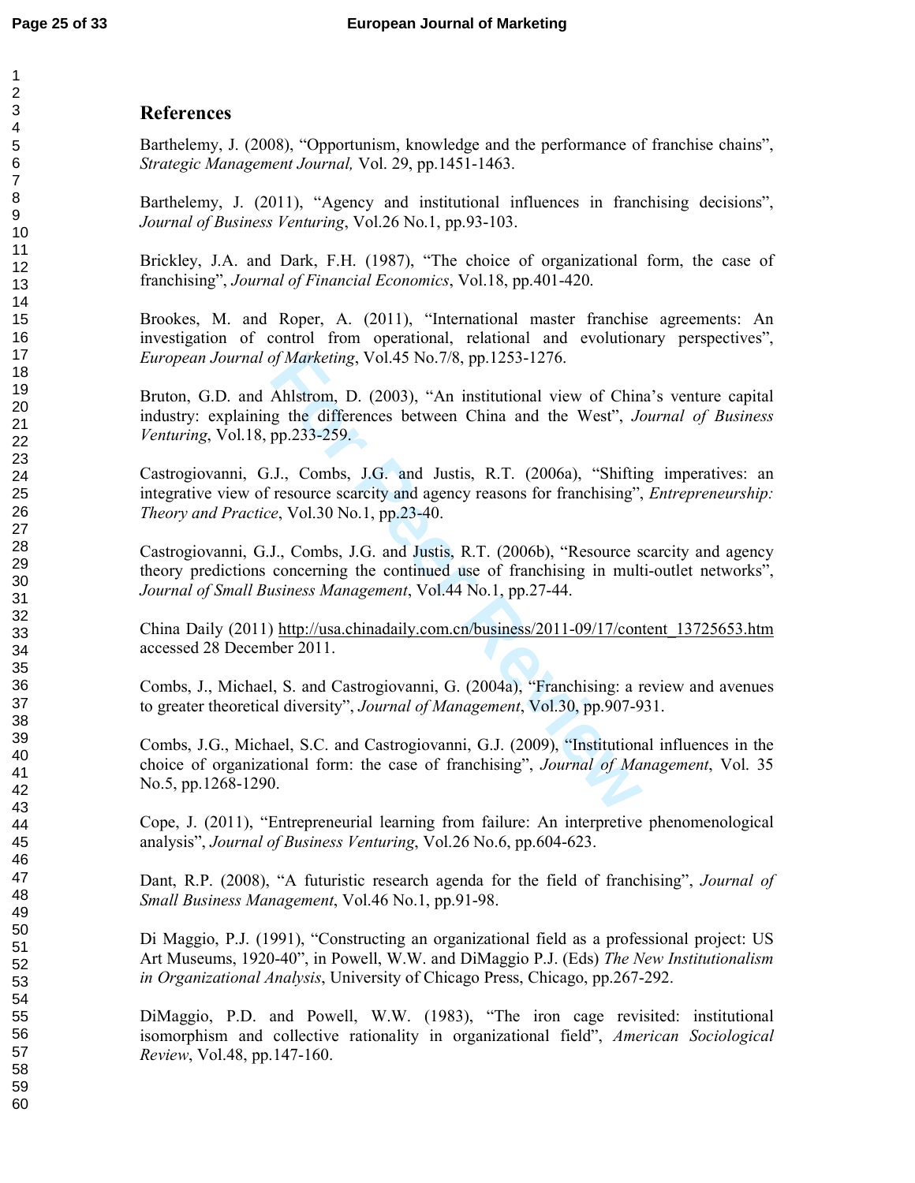## References

Barthelemy, J. (2008), "Opportunism, knowledge and the performance of franchise chains", *Strategic Management Journal,* Vol. 29, pp.1451-1463.

Barthelemy, J. (2011), "Agency and institutional influences in franchising decisions", *Journal of Business Venturing*, Vol.26 No.1, pp.93-103.

Brickley, J.A. and Dark, F.H. (1987), "The choice of organizational form, the case of franchising", *Journal of Financial Economics*, Vol.18, pp.401-420.

Brookes, M. and Roper, A. (2011), "International master franchise agreements: An investigation of control from operational, relational and evolutionary perspectives", *European Journal of Marketing*, Vol.45 No.7/8, pp.1253-1276.

Bruton, G.D. and Ahlstrom, D. (2003), "An institutional view of China's venture capital industry: explaining the differences between China and the West", *Journal of Business Venturing*, Vol.18, pp.233-259.

Castrogiovanni, G.J., Combs, J.G. and Justis, R.T. (2006a), "Shifting imperatives: an integrative view of resource scarcity and agency reasons for franchising", *Entrepreneurship: Theory and Practice*, Vol.30 No.1, pp.23-40.

Castrogiovanni, G.J., Combs, J.G. and Justis, R.T. (2006b), "Resource scarcity and agency theory predictions concerning the continued use of franchising in multi-outlet networks", *Journal of Small Business Management*, Vol.44 No.1, pp.27-44.

China Daily (2011) http://usa.chinadaily.com.cn/business/2011-09/17/content_13725653.htm accessed 28 December 2011.

Combs, J., Michael, S. and Castrogiovanni, G. (2004a), "Franchising: a review and avenues to greater theoretical diversity", *Journal of Management*, Vol.30, pp.907-931.

Combs, J.G., Michael, S.C. and Castrogiovanni, G.J. (2009), "Institutional influences in the choice of organizational form: the case of franchising", *Journal of Management*, Vol. 35 No.5, pp.1268-1290.

Cope, J. (2011), "Entrepreneurial learning from failure: An interpretive phenomenological analysis", *Journal of Business Venturing*, Vol.26 No.6, pp.604-623.

Dant, R.P. (2008), "A futuristic research agenda for the field of franchising", *Journal of Small Business Management*, Vol.46 No.1, pp.91-98.

Di Maggio, P.J. (1991), "Constructing an organizational field as a professional project: US Art Museums, 1920-40", in Powell, W.W. and DiMaggio P.J. (Eds) *The New Institutionalism in Organizational Analysis*, University of Chicago Press, Chicago, pp.267-292.

DiMaggio, P.D. and Powell, W.W. (1983), "The iron cage revisited: institutional isomorphism and collective rationality in organizational field", *American Sociological Review*, Vol.48, pp.147-160.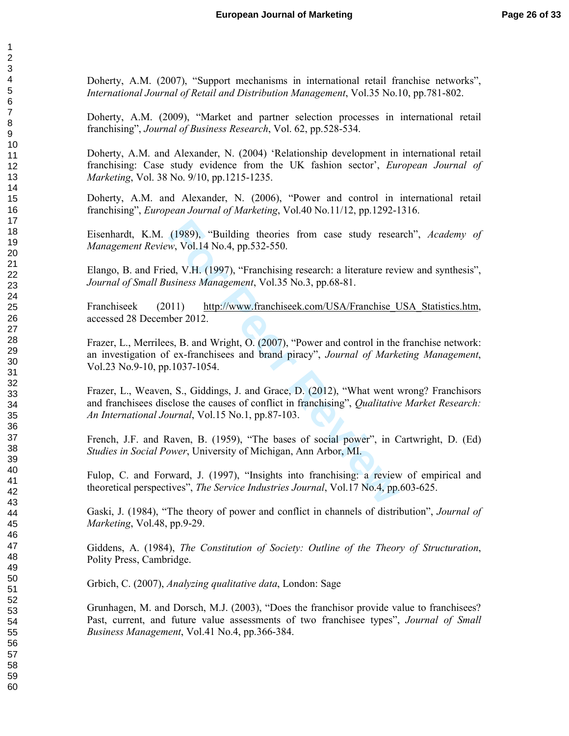Doherty, A.M. (2007), “Support mechanisms in international retail franchise networks”, *International Journal of Retail and Distribution Management*, Vol.35 No.10, pp.781-802.

Doherty, A.M. (2009), “Market and partner selection processes in international retail franchising”, *Journal of Business Research*, Vol. 62, pp.528-534.

Doherty, A.M. and Alexander, N. (2004) ‘Relationship development in international retail franchising: Case study evidence from the UK fashion sector’, *European Journal of Marketing*, Vol. 38 No. 9/10, pp.1215-1235.

Doherty, A.M. and Alexander, N. (2006), “Power and control in international retail franchising”, *European Journal of Marketing*, Vol.40 No.11/12, pp.1292-1316.

Eisenhardt, K.M. (1989), “Building theories from case study research”, *Academy of Management Review*, Vol.14 No.4, pp.532-550.

Elango, B. and Fried, V.H. (1997), “Franchising research: a literature review and synthesis”, *Journal of Small Business Management*, Vol.35 No.3, pp.68-81.

Franchiseek (2011) http://www.franchiseek.com/USA/Franchise_USA_Statistics.htm, accessed 28 December 2012.

Frazer, L., Merrilees, B. and Wright, O. (2007), “Power and control in the franchise network: an investigation of ex-franchisees and brand piracy”, *Journal of Marketing Management*, Vol.23 No.9-10, pp.1037-1054.

Frazer, L., Weaven, S., Giddings, J. and Grace, D. (2012), “What went wrong? Franchisors and franchisees disclose the causes of conflict in franchising”, *Qualitative Market Research: An International Journal*, Vol.15 No.1, pp.87-103.

French, J.F. and Raven, B. (1959), “The bases of social power”, in Cartwright, D. (Ed) *Studies in Social Power*, University of Michigan, Ann Arbor, MI.

Fulop, C. and Forward, J. (1997), “Insights into franchising: a review of empirical and theoretical perspectives”, *The Service Industries Journal*, Vol.17 No.4, pp.603-625.

Gaski, J. (1984), “The theory of power and conflict in channels of distribution”, *Journal of Marketing*, Vol.48, pp.9-29.

Giddens, A. (1984), *The Constitution of Society: Outline of the Theory of Structuration*, Polity Press, Cambridge.

Grbich, C. (2007), *Analyzing qualitative data*, London: Sage

Grunhagen, M. and Dorsch, M.J. (2003), “Does the franchisor provide value to franchisees? Past, current, and future value assessments of two franchisee types”, *Journal of Small Business Management*, Vol.41 No.4, pp.366-384.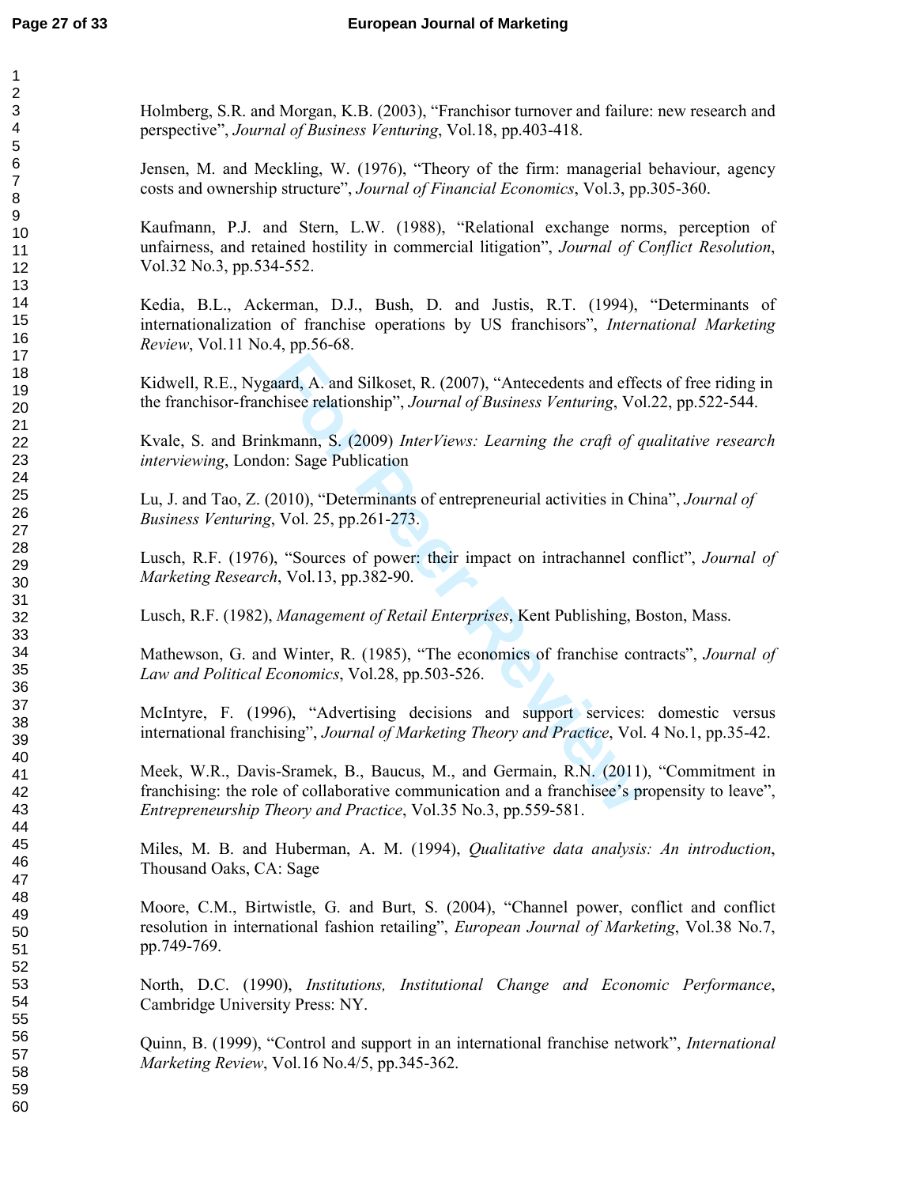Holmberg, S.R. and Morgan, K.B. (2003), "Franchisor turnover and failure: new research and perspective", *Journal of Business Venturing*, Vol.18, pp.403-418.

Jensen, M. and Meckling, W. (1976), "Theory of the firm: managerial behaviour, agency costs and ownership structure", *Journal of Financial Economics*, Vol.3, pp.305-360.

Kaufmann, P.J. and Stern, L.W. (1988), "Relational exchange norms, perception of unfairness, and retained hostility in commercial litigation", *Journal of Conflict Resolution*, Vol.32 No.3, pp.534-552.

Kedia, B.L., Ackerman, D.J., Bush, D. and Justis, R.T. (1994), "Determinants of internationalization of franchise operations by US franchisors", *International Marketing Review*, Vol.11 No.4, pp.56-68.

Kidwell, R.E., Nygaard, A. and Silkoset, R. (2007), "Antecedents and effects of free riding in the franchisor-franchisee relationship", *Journal of Business Venturing*, Vol.22, pp.522-544.

Kvale, S. and Brinkmann, S. (2009) *InterViews: Learning the craft of qualitative research interviewing*, London: Sage Publication

Lu, J. and Tao, Z. (2010), "Determinants of entrepreneurial activities in China", *Journal of Business Venturing*, Vol. 25, pp.261-273.

Lusch, R.F. (1976), "Sources of power: their impact on intrachannel conflict", *Journal of Marketing Research*, Vol.13, pp.382-90.

Lusch, R.F. (1982), *Management of Retail Enterprises*, Kent Publishing, Boston, Mass.

Mathewson, G. and Winter, R. (1985), "The economics of franchise contracts", *Journal of Law and Political Economics*, Vol.28, pp.503-526.

McIntyre, F. (1996), "Advertising decisions and support services: domestic versus international franchising", *Journal of Marketing Theory and Practice*, Vol. 4 No.1, pp.35-42.

Meek, W.R., Davis-Sramek, B., Baucus, M., and Germain, R.N. (2011), "Commitment in franchising: the role of collaborative communication and a franchisee's propensity to leave", *Entrepreneurship Theory and Practice*, Vol.35 No.3, pp.559-581.

Miles, M. B. and Huberman, A. M. (1994), *Qualitative data analysis: An introduction*, Thousand Oaks, CA: Sage

Moore, C.M., Birtwistle, G. and Burt, S. (2004), "Channel power, conflict and conflict resolution in international fashion retailing", *European Journal of Marketing*, Vol.38 No.7, pp.749-769.

North, D.C. (1990), *Institutions, Institutional Change and Economic Performance*, Cambridge University Press: NY.

Quinn, B. (1999), "Control and support in an international franchise network", *International Marketing Review*, Vol.16 No.4/5, pp.345-362.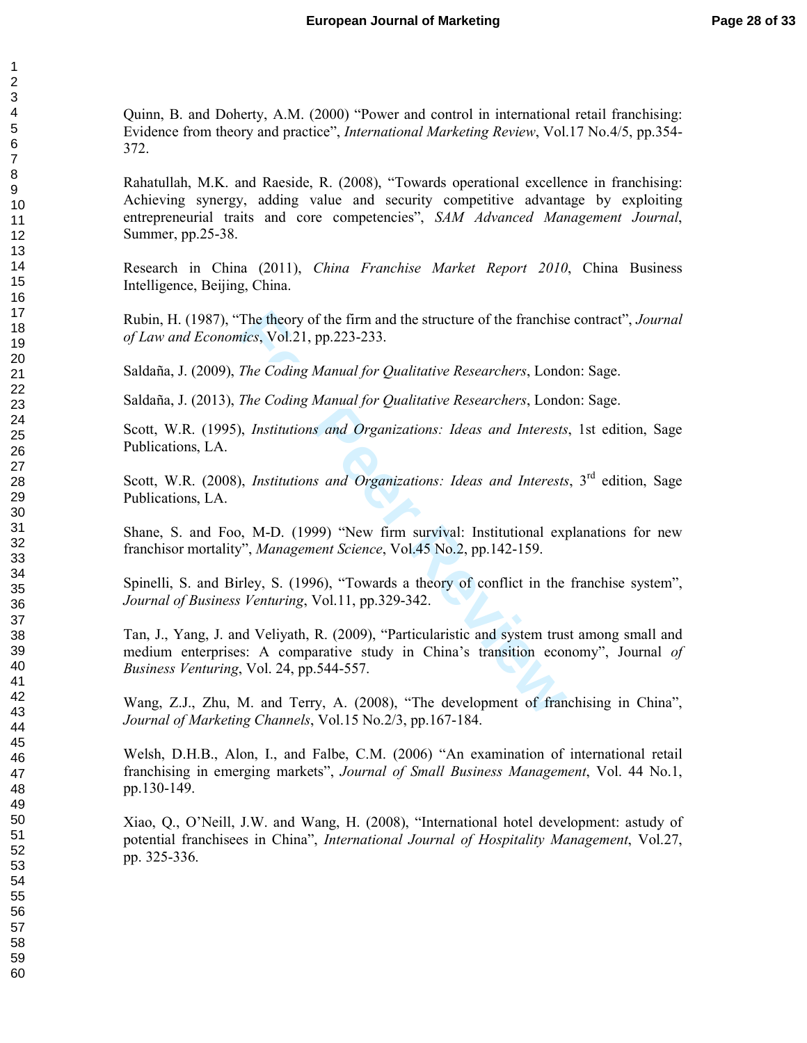Quinn, B. and Doherty, A.M. (2000) "Power and control in international retail franchising: Evidence from theory and practice", *International Marketing Review*, Vol.17 No.4/5, pp.354-372.

Rahatullah, M.K. and Raeside, R. (2008), "Towards operational excellence in franchising: Achieving synergy, adding value and security competitive advantage by exploiting entrepreneurial traits and core competencies", *SAM Advanced Management Journal*, Summer, pp.25-38.

Research in China (2011), *China Franchise Market Report 2010*, China Business Intelligence, Beijing, China.

Rubin, H. (1987), "The theory of the firm and the structure of the franchise contract", *Journal of Law and Economics*, Vol.21, pp.223-233.

Saldaña, J. (2009), *The Coding Manual for Qualitative Researchers*, London: Sage.

Saldaña, J. (2013), *The Coding Manual for Qualitative Researchers*, London: Sage.

Scott, W.R. (1995), *Institutions and Organizations: Ideas and Interests*, 1st edition, Sage Publications, LA.

Scott, W.R. (2008), *Institutions and Organizations: Ideas and Interests*, 3rd edition, Sage Publications, LA.

Shane, S. and Foo, M-D. (1999) "New firm survival: Institutional explanations for new franchisor mortality", *Management Science*, Vol.45 No.2, pp.142-159.

Spinelli, S. and Birley, S. (1996), "Towards a theory of conflict in the franchise system", *Journal of Business Venturing*, Vol.11, pp.329-342.

Tan, J., Yang, J. and Veliyath, R. (2009), "Particularistic and system trust among small and medium enterprises: A comparative study in China's transition economy", Journal *of Business Venturing*, Vol. 24, pp.544-557.

Wang, Z.J., Zhu, M. and Terry, A. (2008), "The development of franchising in China", *Journal of Marketing Channels*, Vol.15 No.2/3, pp.167-184.

Welsh, D.H.B., Alon, I., and Falbe, C.M. (2006) "An examination of international retail franchising in emerging markets", *Journal of Small Business Management*, Vol. 44 No.1, pp.130-149.

Xiao, Q., O'Neill, J.W. and Wang, H. (2008), "International hotel development: astudy of potential franchisees in China", *International Journal of Hospitality Management*, Vol.27, pp. 325-336.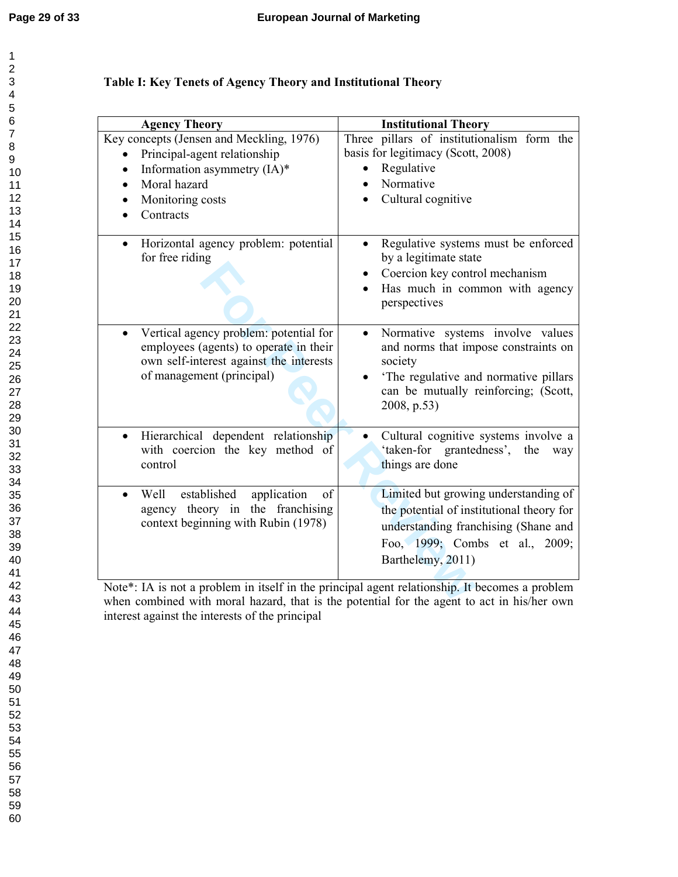**Table I: Key Tenets of Agency Theory and Institutional Theory**

| Agency Theory | Institutional Theory |
|---|---|
| Key concepts (Jensen and Meckling, 1976)<br>• Principal-agent relationship<br>• Information asymmetry (IA)*<br>• Moral hazard<br>• Monitoring costs<br>• Contracts | Three pillars of institutionalism form the basis for legitimacy (Scott, 2008)<br>• Regulative<br>• Normative<br>• Cultural cognitive |
| • Horizontal agency problem: potential for free riding | • Regulative systems must be enforced by a legitimate state<br>• Coercion key control mechanism<br>• Has much in common with agency perspectives |
| • Vertical agency problem: potential for employees (agents) to operate in their own self-interest against the interests of management (principal) | • Normative systems involve values and norms that impose constraints on society<br>• 'The regulative and normative pillars can be mutually reinforcing; (Scott, 2008, p.53) |
| • Hierarchical dependent relationship with coercion the key method of control | • Cultural cognitive systems involve a 'taken-for grantedness', the way things are done |
| • Well established application of agency theory in the franchising context beginning with Rubin (1978) | Limited but growing understanding of the potential of institutional theory for understanding franchising (Shane and Foo, 1999; Combs et al., 2009; Barthelemy, 2011) |

Note*: IA is not a problem in itself in the principal agent relationship. It becomes a problem when combined with moral hazard, that is the potential for the agent to act in his/her own interest against the interests of the principal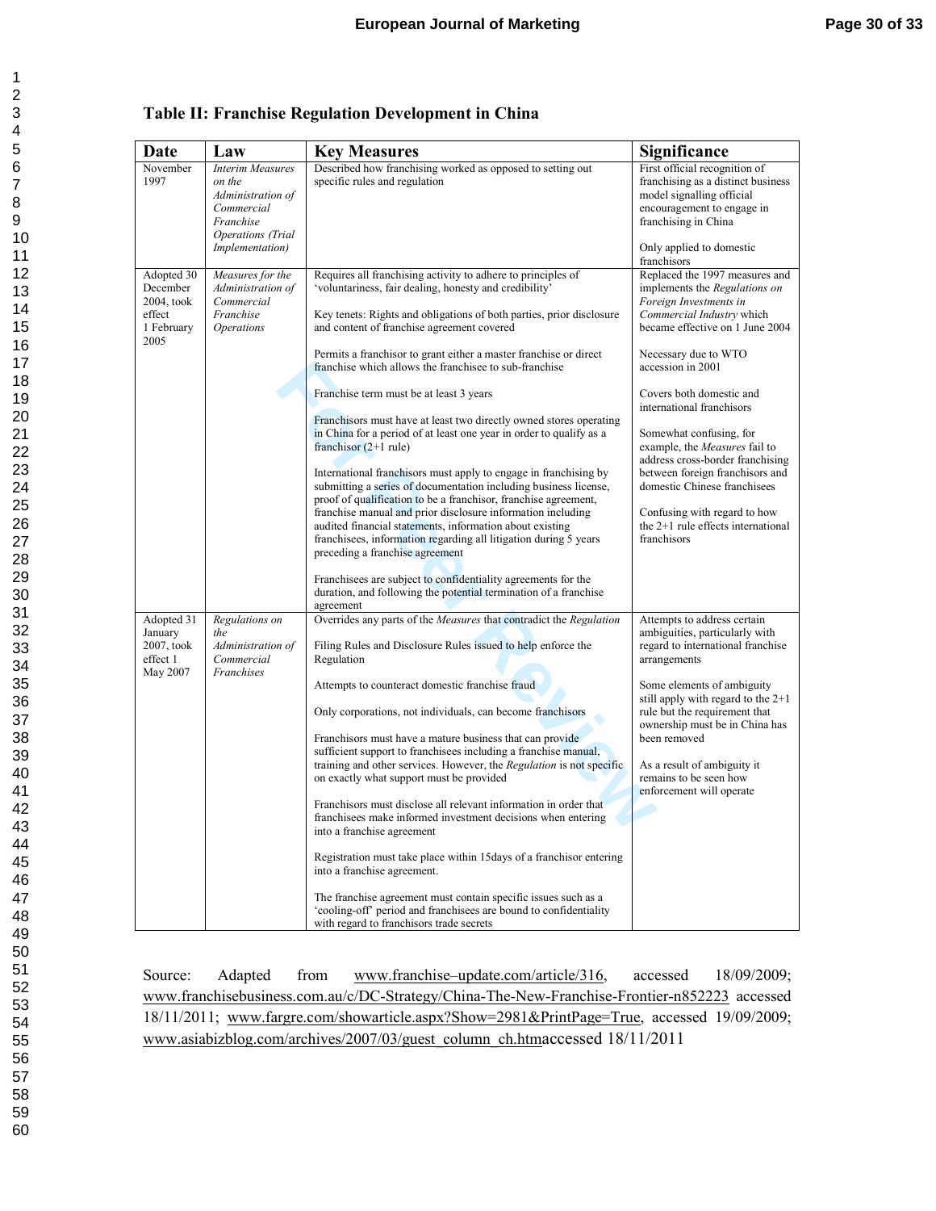**Table II: Franchise Regulation Development in China**

| Date | Law | Key Measures | Significance |
|---|---|---|---|
| November 1997 | *Interim Measures on the Administration of Commercial Franchise Operations (Trial Implementation)* | Described how franchising worked as opposed to setting out specific rules and regulation | First official recognition of franchising as a distinct business model signalling official encouragement to engage in franchising in China<br><br>Only applied to domestic franchisors |
| Adopted 30 December 2004, took effect 1 February 2005 | *Measures for the Administration of Commercial Franchise Operations* | Requires all franchising activity to adhere to principles of 'voluntariness, fair dealing, honesty and credibility'<br><br>Key tenets: Rights and obligations of both parties, prior disclosure and content of franchise agreement covered<br><br>Permits a franchisor to grant either a master franchise or direct franchise which allows the franchisee to sub-franchise<br><br>Franchise term must be at least 3 years<br><br>Franchisors must have at least two directly owned stores operating in China for a period of at least one year in order to qualify as a franchisor (2+1 rule)<br><br>International franchisors must apply to engage in franchising by submitting a series of documentation including business license, proof of qualification to be a franchisor, franchise agreement, franchise manual and prior disclosure information including audited financial statements, information about existing franchisees, information regarding all litigation during 5 years preceding a franchise agreement<br><br>Franchisees are subject to confidentiality agreements for the duration, and following the potential termination of a franchise agreement | Replaced the 1997 measures and implements the *Regulations on Foreign Investments in Commercial Industry* which became effective on 1 June 2004<br><br>Necessary due to WTO accession in 2001<br><br>Covers both domestic and international franchisors<br><br>Somewhat confusing, for example, the *Measures* fail to address cross-border franchising between foreign franchisors and domestic Chinese franchisees<br><br>Confusing with regard to how the 2+1 rule effects international franchisors |
| Adopted 31 January 2007, took effect 1 May 2007 | *Regulations on the Administration of Commercial Franchises* | Overrides any parts of the *Measures* that contradict the *Regulation*<br><br>Filing Rules and Disclosure Rules issued to help enforce the Regulation<br><br>Attempts to counteract domestic franchise fraud<br><br>Only corporations, not individuals, can become franchisors<br><br>Franchisors must have a mature business that can provide sufficient support to franchisees including a franchise manual, training and other services. However, the *Regulation* is not specific on exactly what support must be provided<br><br>Franchisors must disclose all relevant information in order that franchisees make informed investment decisions when entering into a franchise agreement<br><br>Registration must take place within 15days of a franchisor entering into a franchise agreement.<br><br>The franchise agreement must contain specific issues such as a 'cooling-off' period and franchisees are bound to confidentiality with regard to franchisors trade secrets | Attempts to address certain ambiguities, particularly with regard to international franchise arrangements<br><br>Some elements of ambiguity still apply with regard to the 2+1 rule but the requirement that ownership must be in China has been removed<br><br>As a result of ambiguity it remains to be seen how enforcement will operate |

Source: Adapted from www.franchise–update.com/article/316, accessed 18/09/2009; www.franchisebusiness.com.au/c/DC-Strategy/China-The-New-Franchise-Frontier-n852223 accessed 18/11/2011; www.fargre.com/showarticle.aspx?Show=2981&PrintPage=True, accessed 19/09/2009; www.asiabizblog.com/archives/2007/03/guest_column_ch.htmaccessed 18/11/2011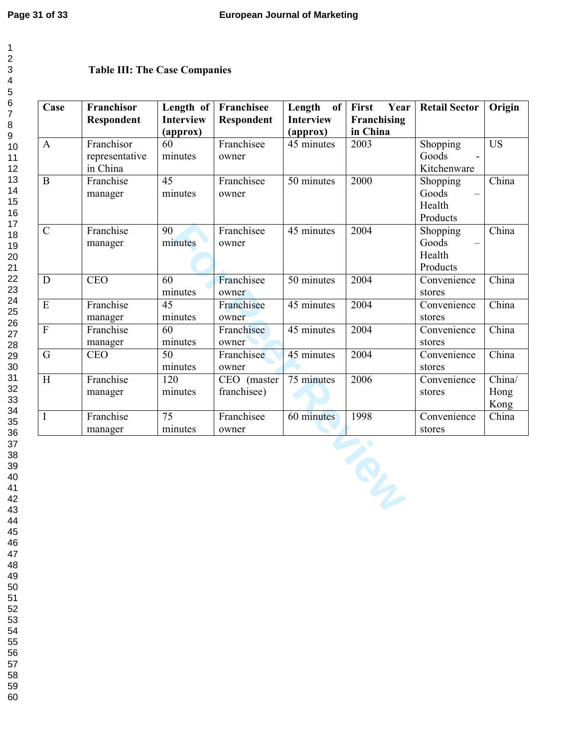**Table III: The Case Companies**

| Case | Franchisor Respondent | Length of Interview (approx) | Franchisee Respondent | Length of Interview (approx) | First Year Franchising in China | Retail Sector | Origin |
|---|---|---|---|---|---|---|---|
| A | Franchisor representative in China | 60 minutes | Franchisee owner | 45 minutes | 2003 | Shopping Goods - Kitchenware | US |
| B | Franchise manager | 45 minutes | Franchisee owner | 50 minutes | 2000 | Shopping Goods – Health Products | China |
| C | Franchise manager | 90 minutes | Franchisee owner | 45 minutes | 2004 | Shopping Goods – Health Products | China |
| D | CEO | 60 minutes | Franchisee owner | 50 minutes | 2004 | Convenience stores | China |
| E | Franchise manager | 45 minutes | Franchisee owner | 45 minutes | 2004 | Convenience stores | China |
| F | Franchise manager | 60 minutes | Franchisee owner | 45 minutes | 2004 | Convenience stores | China |
| G | CEO | 50 minutes | Franchisee owner | 45 minutes | 2004 | Convenience stores | China |
| H | Franchise manager | 120 minutes | CEO (master franchisee) | 75 minutes | 2006 | Convenience stores | China/ Hong Kong |
| I | Franchise manager | 75 minutes | Franchisee owner | 60 minutes | 1998 | Convenience stores | China |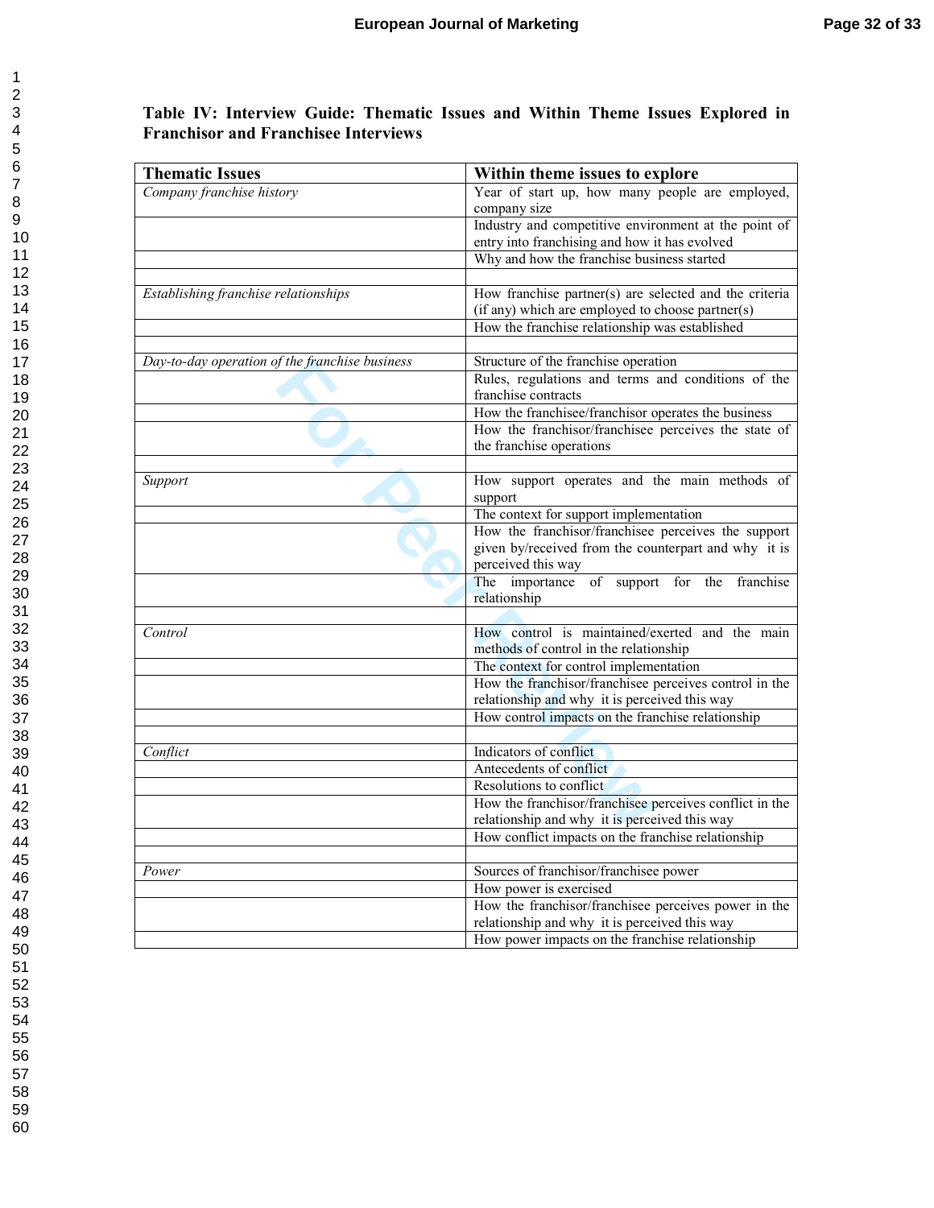**Table IV: Interview Guide: Thematic Issues and Within Theme Issues Explored in Franchisor and Franchisee Interviews**

| **Thematic Issues** | **Within theme issues to explore** |
|---|---|
| *Company franchise history* | Year of start up, how many people are employed, company size |
| | Industry and competitive environment at the point of entry into franchising and how it has evolved |
| | Why and how the franchise business started |
| | |
| *Establishing franchise relationships* | How franchise partner(s) are selected and the criteria (if any) which are employed to choose partner(s) |
| | How the franchise relationship was established |
| | |
| *Day-to-day operation of the franchise business* | Structure of the franchise operation |
| | Rules, regulations and terms and conditions of the franchise contracts |
| | How the franchisee/franchisor operates the business |
| | How the franchisor/franchisee perceives the state of the franchise operations |
| | |
| *Support* | How support operates and the main methods of support |
| | The context for support implementation |
| | How the franchisor/franchisee perceives the support given by/received from the counterpart and why it is perceived this way |
| | The importance of support for the franchise relationship |
| | |
| *Control* | How control is maintained/exerted and the main methods of control in the relationship |
| | The context for control implementation |
| | How the franchisor/franchisee perceives control in the relationship and why it is perceived this way |
| | How control impacts on the franchise relationship |
| | |
| *Conflict* | Indicators of conflict |
| | Antecedents of conflict |
| | Resolutions to conflict |
| | How the franchisor/franchisee perceives conflict in the relationship and why it is perceived this way |
| | How conflict impacts on the franchise relationship |
| | |
| *Power* | Sources of franchisor/franchisee power |
| | How power is exercised |
| | How the franchisor/franchisee perceives power in the relationship and why it is perceived this way |
| | How power impacts on the franchise relationship |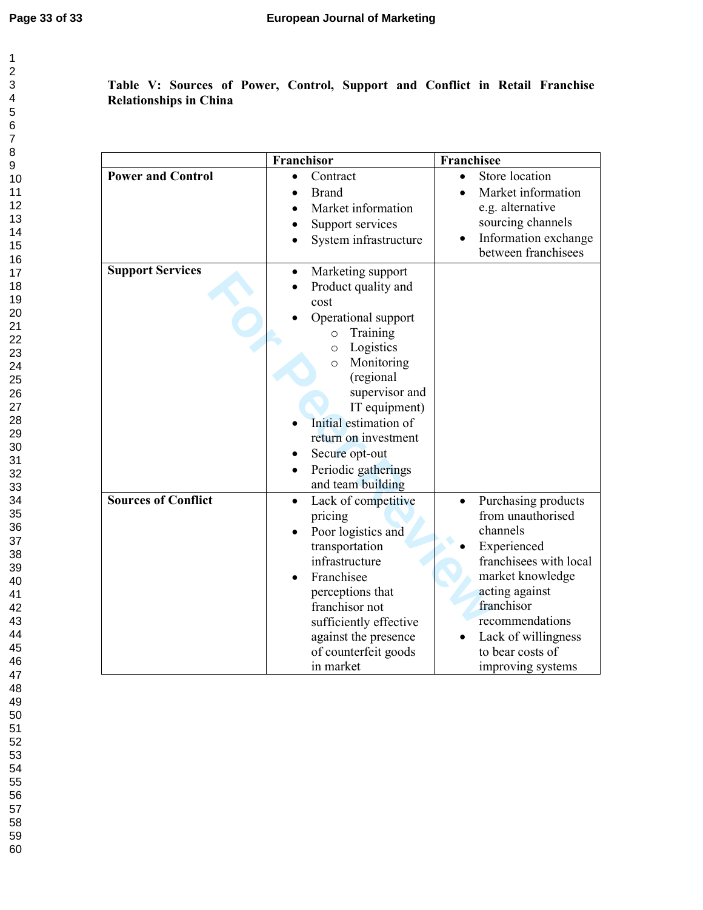**Table V: Sources of Power, Control, Support and Conflict in Retail Franchise Relationships in China**

| | Franchisor | Franchisee |
|---|---|---|
| **Power and Control** | • Contract<br>• Brand<br>• Market information<br>• Support services<br>• System infrastructure | • Store location<br>• Market information e.g. alternative sourcing channels<br>• Information exchange between franchisees |
| **Support Services** | • Marketing support<br>• Product quality and cost<br>• Operational support<br>  ○ Training<br>  ○ Logistics<br>  ○ Monitoring (regional supervisor and IT equipment)<br>• Initial estimation of return on investment<br>• Secure opt-out<br>• Periodic gatherings and team building | |
| **Sources of Conflict** | • Lack of competitive pricing<br>• Poor logistics and transportation infrastructure<br>• Franchisee perceptions that franchisor not sufficiently effective against the presence of counterfeit goods in market | • Purchasing products from unauthorised channels<br>• Experienced franchisees with local market knowledge acting against franchisor recommendations<br>• Lack of willingness to bear costs of improving systems |